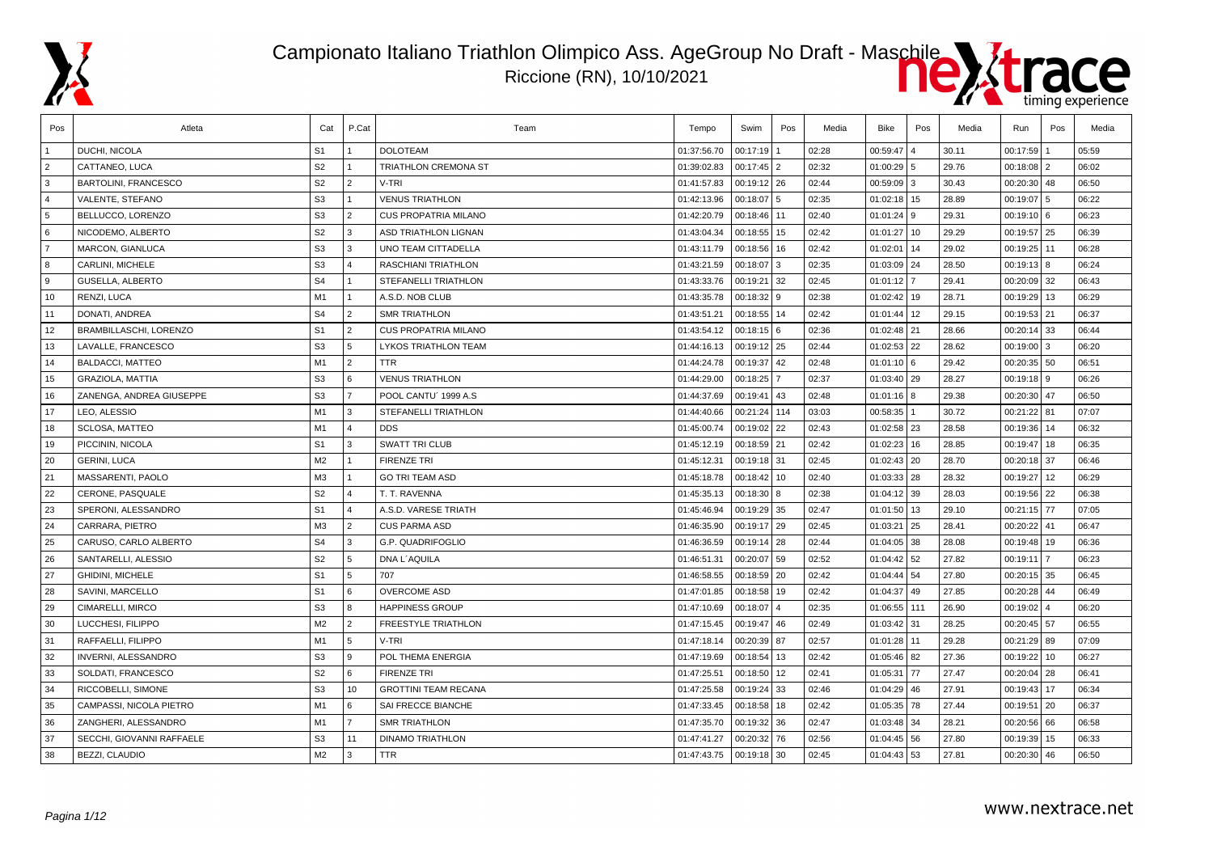# Campionato Italiano Triathlon Olimpico Ass. AgeGroup No Draft - Maschile

Riccione (RN), 10/10/2021

| Pos | Atleta | Cat | P.Cat | Team | Tempo | Swim | Pos | Media | Bike | Pos | Media | Run | Pos | Media |
|---|---|---|---|---|---|---|---|---|---|---|---|---|---|---|
| 1 | DUCHI, NICOLA | S1 | 1 | DOLOTEAM | 01:37:56.70 | 00:17:19 | 1 | 02:28 | 00:59:47 | 4 | 30.11 | 00:17:59 | 1 | 05:59 |
| 2 | CATTANEO, LUCA | S2 | 1 | TRIATHLON CREMONA ST | 01:39:02.83 | 00:17:45 | 2 | 02:32 | 01:00:29 | 5 | 29.76 | 00:18:08 | 2 | 06:02 |
| 3 | BARTOLINI, FRANCESCO | S2 | 2 | V-TRI | 01:41:57.83 | 00:19:12 | 26 | 02:44 | 00:59:09 | 3 | 30.43 | 00:20:30 | 48 | 06:50 |
| 4 | VALENTE, STEFANO | S3 | 1 | VENUS TRIATHLON | 01:42:13.96 | 00:18:07 | 5 | 02:35 | 01:02:18 | 15 | 28.89 | 00:19:07 | 5 | 06:22 |
| 5 | BELLUCCO, LORENZO | S3 | 2 | CUS PROPATRIA MILANO | 01:42:20.79 | 00:18:46 | 11 | 02:40 | 01:01:24 | 9 | 29.31 | 00:19:10 | 6 | 06:23 |
| 6 | NICODEMO, ALBERTO | S2 | 3 | ASD TRIATHLON LIGNAN | 01:43:04.34 | 00:18:55 | 15 | 02:42 | 01:01:27 | 10 | 29.29 | 00:19:57 | 25 | 06:39 |
| 7 | MARCON, GIANLUCA | S3 | 3 | UNO TEAM CITTADELLA | 01:43:11.79 | 00:18:56 | 16 | 02:42 | 01:02:01 | 14 | 29.02 | 00:19:25 | 11 | 06:28 |
| 8 | CARLINI, MICHELE | S3 | 4 | RASCHIANI TRIATHLON | 01:43:21.59 | 00:18:07 | 3 | 02:35 | 01:03:09 | 24 | 28.50 | 00:19:13 | 8 | 06:24 |
| 9 | GUSELLA, ALBERTO | S4 | 1 | STEFANELLI TRIATHLON | 01:43:33.76 | 00:19:21 | 32 | 02:45 | 01:01:12 | 7 | 29.41 | 00:20:09 | 32 | 06:43 |
| 10 | RENZI, LUCA | M1 | 1 | A.S.D. NOB CLUB | 01:43:35.78 | 00:18:32 | 9 | 02:38 | 01:02:42 | 19 | 28.71 | 00:19:29 | 13 | 06:29 |
| 11 | DONATI, ANDREA | S4 | 2 | SMR TRIATHLON | 01:43:51.21 | 00:18:55 | 14 | 02:42 | 01:01:44 | 12 | 29.15 | 00:19:53 | 21 | 06:37 |
| 12 | BRAMBILLASCHI, LORENZO | S1 | 2 | CUS PROPATRIA MILANO | 01:43:54.12 | 00:18:15 | 6 | 02:36 | 01:02:48 | 21 | 28.66 | 00:20:14 | 33 | 06:44 |
| 13 | LAVALLE, FRANCESCO | S3 | 5 | LYKOS TRIATHLON TEAM | 01:44:16.13 | 00:19:12 | 25 | 02:44 | 01:02:53 | 22 | 28.62 | 00:19:00 | 3 | 06:20 |
| 14 | BALDACCI, MATTEO | M1 | 2 | TTR | 01:44:24.78 | 00:19:37 | 42 | 02:48 | 01:01:10 | 6 | 29.42 | 00:20:35 | 50 | 06:51 |
| 15 | GRAZIOLA, MATTIA | S3 | 6 | VENUS TRIATHLON | 01:44:29.00 | 00:18:25 | 7 | 02:37 | 01:03:40 | 29 | 28.27 | 00:19:18 | 9 | 06:26 |
| 16 | ZANENGA, ANDREA GIUSEPPE | S3 | 7 | POOL CANTU' 1999 A.S | 01:44:37.69 | 00:19:41 | 43 | 02:48 | 01:01:16 | 8 | 29.38 | 00:20:30 | 47 | 06:50 |
| 17 | LEO, ALESSIO | M1 | 3 | STEFANELLI TRIATHLON | 01:44:40.66 | 00:21:24 | 114 | 03:03 | 00:58:35 | 1 | 30.72 | 00:21:22 | 81 | 07:07 |
| 18 | SCLOSA, MATTEO | M1 | 4 | DDS | 01:45:00.74 | 00:19:02 | 22 | 02:43 | 01:02:58 | 23 | 28.58 | 00:19:36 | 14 | 06:32 |
| 19 | PICCININ, NICOLA | S1 | 3 | SWATT TRI CLUB | 01:45:12.19 | 00:18:59 | 21 | 02:42 | 01:02:23 | 16 | 28.85 | 00:19:47 | 18 | 06:35 |
| 20 | GERINI, LUCA | M2 | 1 | FIRENZE TRI | 01:45:12.31 | 00:19:18 | 31 | 02:45 | 01:02:43 | 20 | 28.70 | 00:20:18 | 37 | 06:46 |
| 21 | MASSARENTI, PAOLO | M3 | 1 | GO TRI TEAM ASD | 01:45:18.78 | 00:18:42 | 10 | 02:40 | 01:03:33 | 28 | 28.32 | 00:19:27 | 12 | 06:29 |
| 22 | CERONE, PASQUALE | S2 | 4 | T. T. RAVENNA | 01:45:35.13 | 00:18:30 | 8 | 02:38 | 01:04:12 | 39 | 28.03 | 00:19:56 | 22 | 06:38 |
| 23 | SPERONI, ALESSANDRO | S1 | 4 | A.S.D. VARESE TRIATH | 01:45:46.94 | 00:19:29 | 35 | 02:47 | 01:01:50 | 13 | 29.10 | 00:21:15 | 77 | 07:05 |
| 24 | CARRARA, PIETRO | M3 | 2 | CUS PARMA ASD | 01:46:35.90 | 00:19:17 | 29 | 02:45 | 01:03:21 | 25 | 28.41 | 00:20:22 | 41 | 06:47 |
| 25 | CARUSO, CARLO ALBERTO | S4 | 3 | G.P. QUADRIFOGLIO | 01:46:36.59 | 00:19:14 | 28 | 02:44 | 01:04:05 | 38 | 28.08 | 00:19:48 | 19 | 06:36 |
| 26 | SANTARELLI, ALESSIO | S2 | 5 | DNA L´AQUILA | 01:46:51.31 | 00:20:07 | 59 | 02:52 | 01:04:42 | 52 | 27.82 | 00:19:11 | 7 | 06:23 |
| 27 | GHIDINI, MICHELE | S1 | 5 | 707 | 01:46:58.55 | 00:18:59 | 20 | 02:42 | 01:04:44 | 54 | 27.80 | 00:20:15 | 35 | 06:45 |
| 28 | SAVINI, MARCELLO | S1 | 6 | OVERCOME ASD | 01:47:01.85 | 00:18:58 | 19 | 02:42 | 01:04:37 | 49 | 27.85 | 00:20:28 | 44 | 06:49 |
| 29 | CIMARELLI, MIRCO | S3 | 8 | HAPPINESS GROUP | 01:47:10.69 | 00:18:07 | 4 | 02:35 | 01:06:55 | 111 | 26.90 | 00:19:02 | 4 | 06:20 |
| 30 | LUCCHESI, FILIPPO | M2 | 2 | FREESTYLE TRIATHLON | 01:47:15.45 | 00:19:47 | 46 | 02:49 | 01:03:42 | 31 | 28.25 | 00:20:45 | 57 | 06:55 |
| 31 | RAFFAELLI, FILIPPO | M1 | 5 | V-TRI | 01:47:18.14 | 00:20:39 | 87 | 02:57 | 01:01:28 | 11 | 29.28 | 00:21:29 | 89 | 07:09 |
| 32 | INVERNI, ALESSANDRO | S3 | 9 | POL THEMA ENERGIA | 01:47:19.69 | 00:18:54 | 13 | 02:42 | 01:05:46 | 82 | 27.36 | 00:19:22 | 10 | 06:27 |
| 33 | SOLDATI, FRANCESCO | S2 | 6 | FIRENZE TRI | 01:47:25.51 | 00:18:50 | 12 | 02:41 | 01:05:31 | 77 | 27.47 | 00:20:04 | 28 | 06:41 |
| 34 | RICCOBELLI, SIMONE | S3 | 10 | GROTTINI TEAM RECANA | 01:47:25.58 | 00:19:24 | 33 | 02:46 | 01:04:29 | 46 | 27.91 | 00:19:43 | 17 | 06:34 |
| 35 | CAMPASSI, NICOLA PIETRO | M1 | 6 | SAI FRECCE BIANCHE | 01:47:33.45 | 00:18:58 | 18 | 02:42 | 01:05:35 | 78 | 27.44 | 00:19:51 | 20 | 06:37 |
| 36 | ZANGHERI, ALESSANDRO | M1 | 7 | SMR TRIATHLON | 01:47:35.70 | 00:19:32 | 36 | 02:47 | 01:03:48 | 34 | 28.21 | 00:20:56 | 66 | 06:58 |
| 37 | SECCHI, GIOVANNI RAFFAELE | S3 | 11 | DINAMO TRIATHLON | 01:47:41.27 | 00:20:32 | 76 | 02:56 | 01:04:45 | 56 | 27.80 | 00:19:39 | 15 | 06:33 |
| 38 | BEZZI, CLAUDIO | M2 | 3 | TTR | 01:47:43.75 | 00:19:18 | 30 | 02:45 | 01:04:43 | 53 | 27.81 | 00:20:30 | 46 | 06:50 |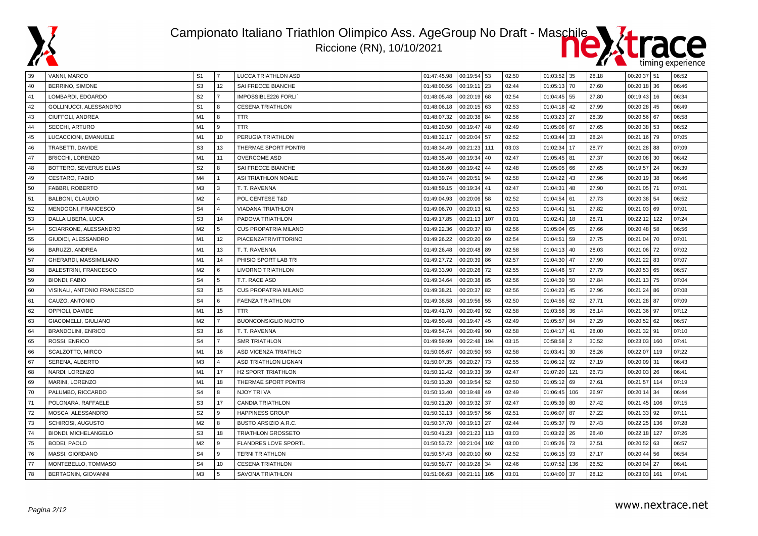# Campionato Italiano Triathlon Olimpico Ass. AgeGroup No Draft - Maschile

Riccione (RN), 10/10/2021

| | | | | | | | | | | | | | | | |
|---|---|---|---|---|---|---|---|---|---|---|---|---|---|---|---|
| 39 | VANNI, MARCO | S1 | 7 | LUCCA TRIATHLON ASD | 01:47:45.98 | 00:19:54 | 53 | 02:50 | 01:03:52 | 35 | 28.18 | 00:20:37 | 51 | 06:52 |
| 40 | BERRINO, SIMONE | S3 | 12 | SAI FRECCE BIANCHE | 01:48:00.56 | 00:19:11 | 23 | 02:44 | 01:05:13 | 70 | 27.60 | 00:20:18 | 36 | 06:46 |
| 41 | LOMBARDI, EDOARDO | S2 | 7 | IMPOSSIBLE226 FORLI' | 01:48:05.48 | 00:20:19 | 68 | 02:54 | 01:04:45 | 55 | 27.80 | 00:19:43 | 16 | 06:34 |
| 42 | GOLLINUCCI, ALESSANDRO | S1 | 8 | CESENA TRIATHLON | 01:48:06.18 | 00:20:15 | 63 | 02:53 | 01:04:18 | 42 | 27.99 | 00:20:28 | 45 | 06:49 |
| 43 | CIUFFOLI, ANDREA | M1 | 8 | TTR | 01:48:07.32 | 00:20:38 | 84 | 02:56 | 01:03:23 | 27 | 28.39 | 00:20:56 | 67 | 06:58 |
| 44 | SECCHI, ARTURO | M1 | 9 | TTR | 01:48:20.50 | 00:19:47 | 48 | 02:49 | 01:05:06 | 67 | 27.65 | 00:20:38 | 53 | 06:52 |
| 45 | LUCACCIONI, EMANUELE | M1 | 10 | PERUGIA TRIATHLON | 01:48:32.17 | 00:20:04 | 57 | 02:52 | 01:03:44 | 33 | 28.24 | 00:21:16 | 79 | 07:05 |
| 46 | TRABETTI, DAVIDE | S3 | 13 | THERMAE SPORT PDNTRI | 01:48:34.49 | 00:21:23 | 111 | 03:03 | 01:02:34 | 17 | 28.77 | 00:21:28 | 88 | 07:09 |
| 47 | BRICCHI, LORENZO | M1 | 11 | OVERCOME ASD | 01:48:35.40 | 00:19:34 | 40 | 02:47 | 01:05:45 | 81 | 27.37 | 00:20:08 | 30 | 06:42 |
| 48 | BOTTERO, SEVERUS ELIAS | S2 | 8 | SAI FRECCE BIANCHE | 01:48:38.60 | 00:19:42 | 44 | 02:48 | 01:05:05 | 66 | 27.65 | 00:19:57 | 24 | 06:39 |
| 49 | CESTARO, FABIO | M4 | 1 | ASI TRIATHLON NOALE | 01:48:39.74 | 00:20:51 | 94 | 02:58 | 01:04:22 | 43 | 27.96 | 00:20:19 | 38 | 06:46 |
| 50 | FABBRI, ROBERTO | M3 | 3 | T. T. RAVENNA | 01:48:59.15 | 00:19:34 | 41 | 02:47 | 01:04:31 | 48 | 27.90 | 00:21:05 | 71 | 07:01 |
| 51 | BALBONI, CLAUDIO | M2 | 4 | POL.CENTESE T&D | 01:49:04.93 | 00:20:06 | 58 | 02:52 | 01:04:54 | 61 | 27.73 | 00:20:38 | 54 | 06:52 |
| 52 | MENDOGNI, FRANCESCO | S4 | 4 | VIADANA TRIATHLON | 01:49:06.70 | 00:20:13 | 61 | 02:53 | 01:04:41 | 51 | 27.82 | 00:21:03 | 69 | 07:01 |
| 53 | DALLA LIBERA, LUCA | S3 | 14 | PADOVA TRIATHLON | 01:49:17.85 | 00:21:13 | 107 | 03:01 | 01:02:41 | 18 | 28.71 | 00:22:12 | 122 | 07:24 |
| 54 | SCIARRONE, ALESSANDRO | M2 | 5 | CUS PROPATRIA MILANO | 01:49:22.36 | 00:20:37 | 83 | 02:56 | 01:05:04 | 65 | 27.66 | 00:20:48 | 58 | 06:56 |
| 55 | GIUDICI, ALESSANDRO | M1 | 12 | PIACENZATRIVITTORINO | 01:49:26.22 | 00:20:20 | 69 | 02:54 | 01:04:51 | 59 | 27.75 | 00:21:04 | 70 | 07:01 |
| 56 | BARUZZI, ANDREA | M1 | 13 | T. T. RAVENNA | 01:49:26.48 | 00:20:48 | 89 | 02:58 | 01:04:13 | 40 | 28.03 | 00:21:06 | 72 | 07:02 |
| 57 | GHERARDI, MASSIMILIANO | M1 | 14 | PHISIO SPORT LAB TRI | 01:49:27.72 | 00:20:39 | 86 | 02:57 | 01:04:30 | 47 | 27.90 | 00:21:22 | 83 | 07:07 |
| 58 | BALESTRINI, FRANCESCO | M2 | 6 | LIVORNO TRIATHLON | 01:49:33.90 | 00:20:26 | 72 | 02:55 | 01:04:46 | 57 | 27.79 | 00:20:53 | 65 | 06:57 |
| 59 | BIONDI, FABIO | S4 | 5 | T.T. RACE ASD | 01:49:34.64 | 00:20:38 | 85 | 02:56 | 01:04:39 | 50 | 27.84 | 00:21:13 | 75 | 07:04 |
| 60 | VISINALI, ANTONIO FRANCESCO | S3 | 15 | CUS PROPATRIA MILANO | 01:49:38.21 | 00:20:37 | 82 | 02:56 | 01:04:23 | 45 | 27.96 | 00:21:24 | 86 | 07:08 |
| 61 | CAUZO, ANTONIO | S4 | 6 | FAENZA TRIATHLON | 01:49:38.58 | 00:19:56 | 55 | 02:50 | 01:04:56 | 62 | 27.71 | 00:21:28 | 87 | 07:09 |
| 62 | OPPIOLI, DAVIDE | M1 | 15 | TTR | 01:49:41.70 | 00:20:49 | 92 | 02:58 | 01:03:58 | 36 | 28.14 | 00:21:36 | 97 | 07:12 |
| 63 | GIACOMELLI, GIULIANO | M2 | 7 | BUONCONSIGLIO NUOTO | 01:49:50.48 | 00:19:47 | 45 | 02:49 | 01:05:57 | 84 | 27.29 | 00:20:52 | 62 | 06:57 |
| 64 | BRANDOLINI, ENRICO | S3 | 16 | T. T. RAVENNA | 01:49:54.74 | 00:20:49 | 90 | 02:58 | 01:04:17 | 41 | 28.00 | 00:21:32 | 91 | 07:10 |
| 65 | ROSSI, ENRICO | S4 | 7 | SMR TRIATHLON | 01:49:59.99 | 00:22:48 | 194 | 03:15 | 00:58:58 | 2 | 30.52 | 00:23:03 | 160 | 07:41 |
| 66 | SCALZOTTO, MIRCO | M1 | 16 | ASD VICENZA TRIATHLO | 01:50:05.67 | 00:20:50 | 93 | 02:58 | 01:03:41 | 30 | 28.26 | 00:22:07 | 119 | 07:22 |
| 67 | SERENA, ALBERTO | M3 | 4 | ASD TRIATHLON LIGNAN | 01:50:07.35 | 00:20:27 | 73 | 02:55 | 01:06:12 | 92 | 27.19 | 00:20:09 | 31 | 06:43 |
| 68 | NARDI, LORENZO | M1 | 17 | H2 SPORT TRIATHLON | 01:50:12.42 | 00:19:33 | 39 | 02:47 | 01:07:20 | 121 | 26.73 | 00:20:03 | 26 | 06:41 |
| 69 | MARINI, LORENZO | M1 | 18 | THERMAE SPORT PDNTRI | 01:50:13.20 | 00:19:54 | 52 | 02:50 | 01:05:12 | 69 | 27.61 | 00:21:57 | 114 | 07:19 |
| 70 | PALUMBO, RICCARDO | S4 | 8 | NJOY TRI VA | 01:50:13.40 | 00:19:48 | 49 | 02:49 | 01:06:45 | 106 | 26.97 | 00:20:14 | 34 | 06:44 |
| 71 | POLONARA, RAFFAELE | S3 | 17 | CANDIA TRIATHLON | 01:50:21.20 | 00:19:32 | 37 | 02:47 | 01:05:39 | 80 | 27.42 | 00:21:45 | 106 | 07:15 |
| 72 | MOSCA, ALESSANDRO | S2 | 9 | HAPPINESS GROUP | 01:50:32.13 | 00:19:57 | 56 | 02:51 | 01:06:07 | 87 | 27.22 | 00:21:33 | 92 | 07:11 |
| 73 | SCHIROSI, AUGUSTO | M2 | 8 | BUSTO ARSIZIO A.R.C. | 01:50:37.70 | 00:19:13 | 27 | 02:44 | 01:05:37 | 79 | 27.43 | 00:22:25 | 136 | 07:28 |
| 74 | BIONDI, MICHELANGELO | S3 | 18 | TRIATHLON GROSSETO | 01:50:41.23 | 00:21:23 | 113 | 03:03 | 01:03:22 | 26 | 28.40 | 00:22:18 | 127 | 07:26 |
| 75 | BODEI, PAOLO | M2 | 9 | FLANDRES LOVE SPORTL | 01:50:53.72 | 00:21:04 | 102 | 03:00 | 01:05:26 | 73 | 27.51 | 00:20:52 | 63 | 06:57 |
| 76 | MASSI, GIORDANO | S4 | 9 | TERNI TRIATHLON | 01:50:57.43 | 00:20:10 | 60 | 02:52 | 01:06:15 | 93 | 27.17 | 00:20:44 | 56 | 06:54 |
| 77 | MONTEBELLO, TOMMASO | S4 | 10 | CESENA TRIATHLON | 01:50:59.77 | 00:19:28 | 34 | 02:46 | 01:07:52 | 136 | 26.52 | 00:20:04 | 27 | 06:41 |
| 78 | BERTAGNIN, GIOVANNI | M3 | 5 | SAVONA TRIATHLON | 01:51:06.63 | 00:21:11 | 105 | 03:01 | 01:04:00 | 37 | 28.12 | 00:23:03 | 161 | 07:41 |

www.nextrace.net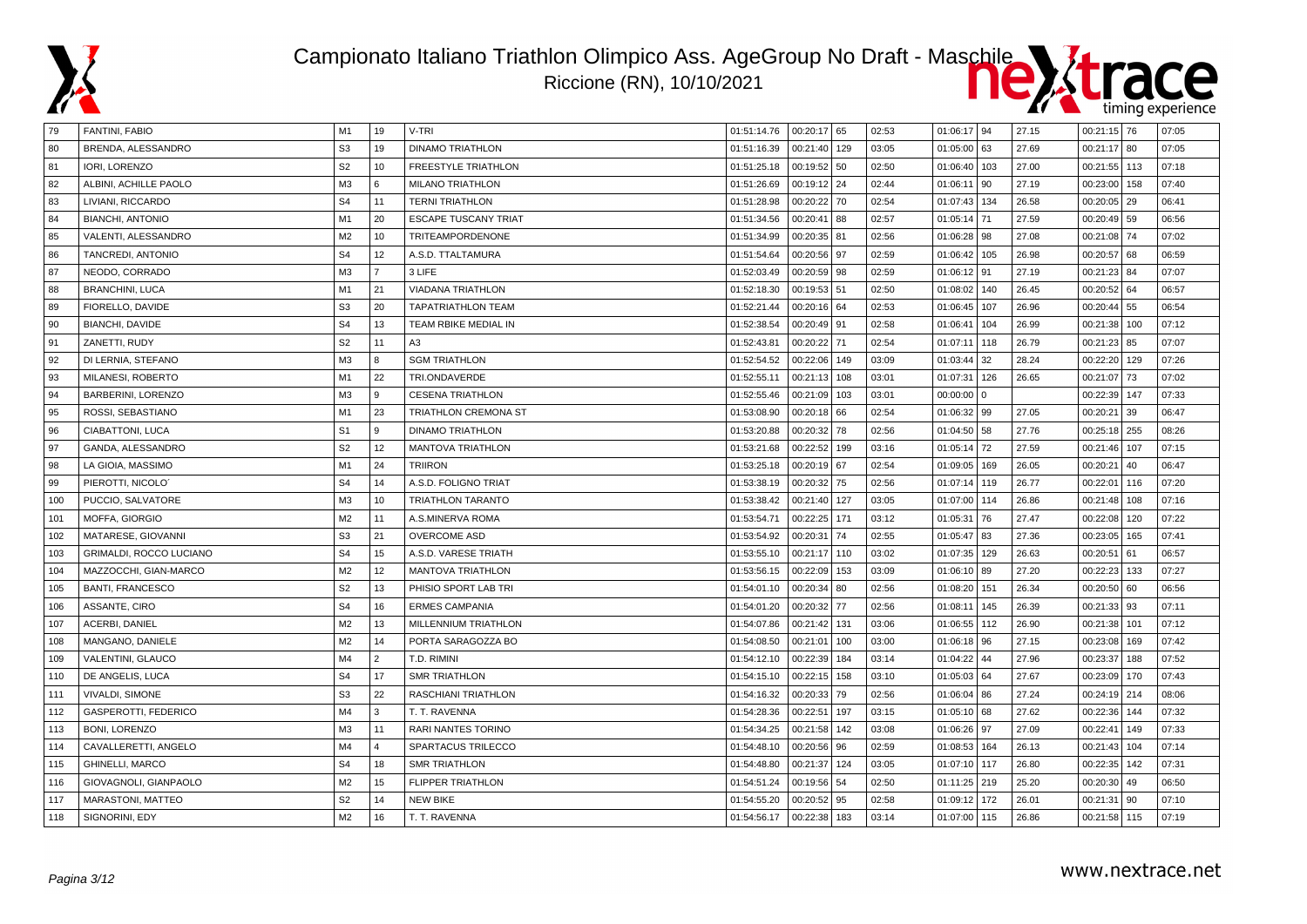# Campionato Italiano Triathlon Olimpico Ass. AgeGroup No Draft - Maschile

Riccione (RN), 10/10/2021

| | | | | | | | | | | | | | | | |
|---|---|---|---|---|---|---|---|---|---|---|---|---|---|---|---|
| 79 | FANTINI, FABIO | M1 | 19 | V-TRI | 01:51:14.76 | 00:20:17 | 65 | 02:53 | 01:06:17 | 94 | 27.15 | 00:21:15 | 76 | 07:05 |
| 80 | BRENDA, ALESSANDRO | S3 | 19 | DINAMO TRIATHLON | 01:51:16.39 | 00:21:40 | 129 | 03:05 | 01:05:00 | 63 | 27.69 | 00:21:17 | 80 | 07:05 |
| 81 | IORI, LORENZO | S2 | 10 | FREESTYLE TRIATHLON | 01:51:25.18 | 00:19:52 | 50 | 02:50 | 01:06:40 | 103 | 27.00 | 00:21:55 | 113 | 07:18 |
| 82 | ALBINI, ACHILLE PAOLO | M3 | 6 | MILANO TRIATHLON | 01:51:26.69 | 00:19:12 | 24 | 02:44 | 01:06:11 | 90 | 27.19 | 00:23:00 | 158 | 07:40 |
| 83 | LIVIANI, RICCARDO | S4 | 11 | TERNI TRIATHLON | 01:51:28.98 | 00:20:22 | 70 | 02:54 | 01:07:43 | 134 | 26.58 | 00:20:05 | 29 | 06:41 |
| 84 | BIANCHI, ANTONIO | M1 | 20 | ESCAPE TUSCANY TRIAT | 01:51:34.56 | 00:20:41 | 88 | 02:57 | 01:05:14 | 71 | 27.59 | 00:20:49 | 59 | 06:56 |
| 85 | VALENTI, ALESSANDRO | M2 | 10 | TRITEAMPORDENONE | 01:51:34.99 | 00:20:35 | 81 | 02:56 | 01:06:28 | 98 | 27.08 | 00:21:08 | 74 | 07:02 |
| 86 | TANCREDI, ANTONIO | S4 | 12 | A.S.D. TTALTAMURA | 01:51:54.64 | 00:20:56 | 97 | 02:59 | 01:06:42 | 105 | 26.98 | 00:20:57 | 68 | 06:59 |
| 87 | NEODO, CORRADO | M3 | 7 | 3 LIFE | 01:52:03.49 | 00:20:59 | 98 | 02:59 | 01:06:12 | 91 | 27.19 | 00:21:23 | 84 | 07:07 |
| 88 | BRANCHINI, LUCA | M1 | 21 | VIADANA TRIATHLON | 01:52:18.30 | 00:19:53 | 51 | 02:50 | 01:08:02 | 140 | 26.45 | 00:20:52 | 64 | 06:57 |
| 89 | FIORELLO, DAVIDE | S3 | 20 | TAPATRIATHLON TEAM | 01:52:21.44 | 00:20:16 | 64 | 02:53 | 01:06:45 | 107 | 26.96 | 00:20:44 | 55 | 06:54 |
| 90 | BIANCHI, DAVIDE | S4 | 13 | TEAM RBIKE MEDIAL IN | 01:52:38.54 | 00:20:49 | 91 | 02:58 | 01:06:41 | 104 | 26.99 | 00:21:38 | 100 | 07:12 |
| 91 | ZANETTI, RUDY | S2 | 11 | A3 | 01:52:43.81 | 00:20:22 | 71 | 02:54 | 01:07:11 | 118 | 26.79 | 00:21:23 | 85 | 07:07 |
| 92 | DI LERNIA, STEFANO | M3 | 8 | SGM TRIATHLON | 01:52:54.52 | 00:22:06 | 149 | 03:09 | 01:03:44 | 32 | 28.24 | 00:22:20 | 129 | 07:26 |
| 93 | MILANESI, ROBERTO | M1 | 22 | TRI.ONDAVERDE | 01:52:55.11 | 00:21:13 | 108 | 03:01 | 01:07:31 | 126 | 26.65 | 00:21:07 | 73 | 07:02 |
| 94 | BARBERINI, LORENZO | M3 | 9 | CESENA TRIATHLON | 01:52:55.46 | 00:21:09 | 103 | 03:01 | 00:00:00 | 0 | | 00:22:39 | 147 | 07:33 |
| 95 | ROSSI, SEBASTIANO | M1 | 23 | TRIATHLON CREMONA ST | 01:53:08.90 | 00:20:18 | 66 | 02:54 | 01:06:32 | 99 | 27.05 | 00:20:21 | 39 | 06:47 |
| 96 | CIABATTONI, LUCA | S1 | 9 | DINAMO TRIATHLON | 01:53:20.88 | 00:20:32 | 78 | 02:56 | 01:04:50 | 58 | 27.76 | 00:25:18 | 255 | 08:26 |
| 97 | GANDA, ALESSANDRO | S2 | 12 | MANTOVA TRIATHLON | 01:53:21.68 | 00:22:52 | 199 | 03:16 | 01:05:14 | 72 | 27.59 | 00:21:46 | 107 | 07:15 |
| 98 | LA GIOIA, MASSIMO | M1 | 24 | TRIIRON | 01:53:25.18 | 00:20:19 | 67 | 02:54 | 01:09:05 | 169 | 26.05 | 00:20:21 | 40 | 06:47 |
| 99 | PIEROTTI, NICOLO´ | S4 | 14 | A.S.D. FOLIGNO TRIAT | 01:53:38.19 | 00:20:32 | 75 | 02:56 | 01:07:14 | 119 | 26.77 | 00:22:01 | 116 | 07:20 |
| 100 | PUCCIO, SALVATORE | M3 | 10 | TRIATHLON TARANTO | 01:53:38.42 | 00:21:40 | 127 | 03:05 | 01:07:00 | 114 | 26.86 | 00:21:48 | 108 | 07:16 |
| 101 | MOFFA, GIORGIO | M2 | 11 | A.S.MINERVA ROMA | 01:53:54.71 | 00:22:25 | 171 | 03:12 | 01:05:31 | 76 | 27.47 | 00:22:08 | 120 | 07:22 |
| 102 | MATARESE, GIOVANNI | S3 | 21 | OVERCOME ASD | 01:53:54.92 | 00:20:31 | 74 | 02:55 | 01:05:47 | 83 | 27.36 | 00:23:05 | 165 | 07:41 |
| 103 | GRIMALDI, ROCCO LUCIANO | S4 | 15 | A.S.D. VARESE TRIATH | 01:53:55.10 | 00:21:17 | 110 | 03:02 | 01:07:35 | 129 | 26.63 | 00:20:51 | 61 | 06:57 |
| 104 | MAZZOCCHI, GIAN-MARCO | M2 | 12 | MANTOVA TRIATHLON | 01:53:56.15 | 00:22:09 | 153 | 03:09 | 01:06:10 | 89 | 27.20 | 00:22:23 | 133 | 07:27 |
| 105 | BANTI, FRANCESCO | S2 | 13 | PHISIO SPORT LAB TRI | 01:54:01.10 | 00:20:34 | 80 | 02:56 | 01:08:20 | 151 | 26.34 | 00:20:50 | 60 | 06:56 |
| 106 | ASSANTE, CIRO | S4 | 16 | ERMES CAMPANIA | 01:54:01.20 | 00:20:32 | 77 | 02:56 | 01:08:11 | 145 | 26.39 | 00:21:33 | 93 | 07:11 |
| 107 | ACERBI, DANIEL | M2 | 13 | MILLENNIUM TRIATHLON | 01:54:07.86 | 00:21:42 | 131 | 03:06 | 01:06:55 | 112 | 26.90 | 00:21:38 | 101 | 07:12 |
| 108 | MANGANO, DANIELE | M2 | 14 | PORTA SARAGOZZA BO | 01:54:08.50 | 00:21:01 | 100 | 03:00 | 01:06:18 | 96 | 27.15 | 00:23:08 | 169 | 07:42 |
| 109 | VALENTINI, GLAUCO | M4 | 2 | T.D. RIMINI | 01:54:12.10 | 00:22:39 | 184 | 03:14 | 01:04:22 | 44 | 27.96 | 00:23:37 | 188 | 07:52 |
| 110 | DE ANGELIS, LUCA | S4 | 17 | SMR TRIATHLON | 01:54:15.10 | 00:22:15 | 158 | 03:10 | 01:05:03 | 64 | 27.67 | 00:23:09 | 170 | 07:43 |
| 111 | VIVALDI, SIMONE | S3 | 22 | RASCHIANI TRIATHLON | 01:54:16.32 | 00:20:33 | 79 | 02:56 | 01:06:04 | 86 | 27.24 | 00:24:19 | 214 | 08:06 |
| 112 | GASPEROTTI, FEDERICO | M4 | 3 | T. T. RAVENNA | 01:54:28.36 | 00:22:51 | 197 | 03:15 | 01:05:10 | 68 | 27.62 | 00:22:36 | 144 | 07:32 |
| 113 | BONI, LORENZO | M3 | 11 | RARI NANTES TORINO | 01:54:34.25 | 00:21:58 | 142 | 03:08 | 01:06:26 | 97 | 27.09 | 00:22:41 | 149 | 07:33 |
| 114 | CAVALLERETTI, ANGELO | M4 | 4 | SPARTACUS TRILECCO | 01:54:48.10 | 00:20:56 | 96 | 02:59 | 01:08:53 | 164 | 26.13 | 00:21:43 | 104 | 07:14 |
| 115 | GHINELLI, MARCO | S4 | 18 | SMR TRIATHLON | 01:54:48.80 | 00:21:37 | 124 | 03:05 | 01:07:10 | 117 | 26.80 | 00:22:35 | 142 | 07:31 |
| 116 | GIOVAGNOLI, GIANPAOLO | M2 | 15 | FLIPPER TRIATHLON | 01:54:51.24 | 00:19:56 | 54 | 02:50 | 01:11:25 | 219 | 25.20 | 00:20:30 | 49 | 06:50 |
| 117 | MARASTONI, MATTEO | S2 | 14 | NEW BIKE | 01:54:55.20 | 00:20:52 | 95 | 02:58 | 01:09:12 | 172 | 26.01 | 00:21:31 | 90 | 07:10 |
| 118 | SIGNORINI, EDY | M2 | 16 | T. T. RAVENNA | 01:54:56.17 | 00:22:38 | 183 | 03:14 | 01:07:00 | 115 | 26.86 | 00:21:58 | 115 | 07:19 |

www.nextrace.net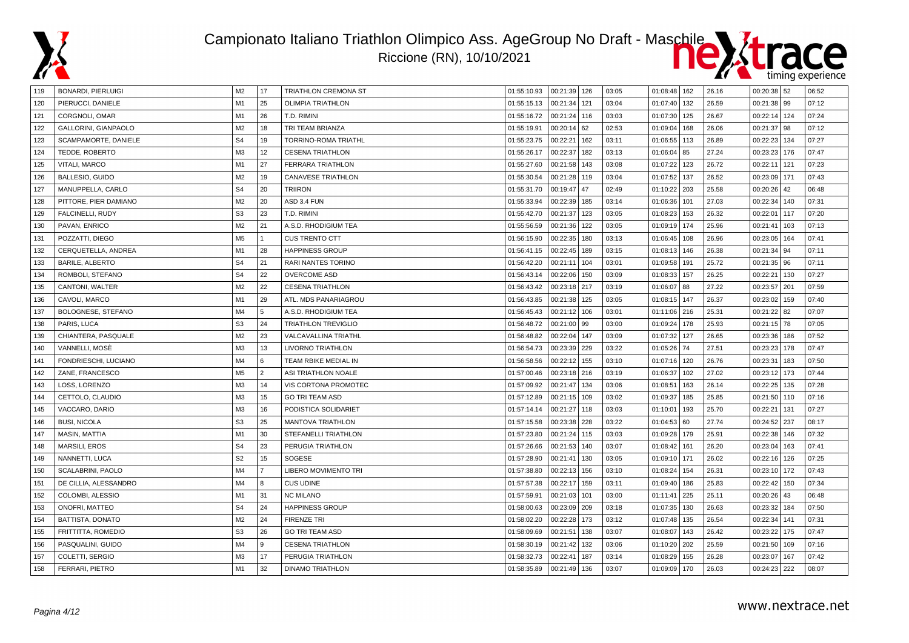# Campionato Italiano Triathlon Olimpico Ass. AgeGroup No Draft - Maschile

Riccione (RN), 10/10/2021

| | | | | | | | | | | | | | | | |
|---|---|---|---|---|---|---|---|---|---|---|---|---|---|---|---|
| 119 | BONARDI, PIERLUIGI | M2 | 17 | TRIATHLON CREMONA ST | 01:55:10.93 | 00:21:39 | 126 | 03:05 | 01:08:48 | 162 | 26.16 | 00:20:38 | 52 | 06:52 |
| 120 | PIERUCCI, DANIELE | M1 | 25 | OLIMPIA TRIATHLON | 01:55:15.13 | 00:21:34 | 121 | 03:04 | 01:07:40 | 132 | 26.59 | 00:21:38 | 99 | 07:12 |
| 121 | CORGNOLI, OMAR | M1 | 26 | T.D. RIMINI | 01:55:16.72 | 00:21:24 | 116 | 03:03 | 01:07:30 | 125 | 26.67 | 00:22:14 | 124 | 07:24 |
| 122 | GALLORINI, GIANPAOLO | M2 | 18 | TRI TEAM BRIANZA | 01:55:19.91 | 00:20:14 | 62 | 02:53 | 01:09:04 | 168 | 26.06 | 00:21:37 | 98 | 07:12 |
| 123 | SCAMPAMORTE, DANIELE | S4 | 19 | TORRINO-ROMA TRIATHL | 01:55:23.75 | 00:22:21 | 162 | 03:11 | 01:06:55 | 113 | 26.89 | 00:22:23 | 134 | 07:27 |
| 124 | TEDDE, ROBERTO | M3 | 12 | CESENA TRIATHLON | 01:55:26.17 | 00:22:37 | 182 | 03:13 | 01:06:04 | 85 | 27.24 | 00:23:23 | 176 | 07:47 |
| 125 | VITALI, MARCO | M1 | 27 | FERRARA TRIATHLON | 01:55:27.60 | 00:21:58 | 143 | 03:08 | 01:07:22 | 123 | 26.72 | 00:22:11 | 121 | 07:23 |
| 126 | BALLESIO, GUIDO | M2 | 19 | CANAVESE TRIATHLON | 01:55:30.54 | 00:21:28 | 119 | 03:04 | 01:07:52 | 137 | 26.52 | 00:23:09 | 171 | 07:43 |
| 127 | MANUPPELLA, CARLO | S4 | 20 | TRIIRON | 01:55:31.70 | 00:19:47 | 47 | 02:49 | 01:10:22 | 203 | 25.58 | 00:20:26 | 42 | 06:48 |
| 128 | PITTORE, PIER DAMIANO | M2 | 20 | ASD 3.4 FUN | 01:55:33.94 | 00:22:39 | 185 | 03:14 | 01:06:36 | 101 | 27.03 | 00:22:34 | 140 | 07:31 |
| 129 | FALCINELLI, RUDY | S3 | 23 | T.D. RIMINI | 01:55:42.70 | 00:21:37 | 123 | 03:05 | 01:08:23 | 153 | 26.32 | 00:22:01 | 117 | 07:20 |
| 130 | PAVAN, ENRICO | M2 | 21 | A.S.D. RHODIGIUM TEA | 01:55:56.59 | 00:21:36 | 122 | 03:05 | 01:09:19 | 174 | 25.96 | 00:21:41 | 103 | 07:13 |
| 131 | POZZATTI, DIEGO | M5 | 1 | CUS TRENTO CTT | 01:56:15.90 | 00:22:35 | 180 | 03:13 | 01:06:45 | 108 | 26.96 | 00:23:05 | 164 | 07:41 |
| 132 | CERQUETELLA, ANDREA | M1 | 28 | HAPPINESS GROUP | 01:56:41.15 | 00:22:45 | 189 | 03:15 | 01:08:13 | 146 | 26.38 | 00:21:34 | 94 | 07:11 |
| 133 | BARILE, ALBERTO | S4 | 21 | RARI NANTES TORINO | 01:56:42.20 | 00:21:11 | 104 | 03:01 | 01:09:58 | 191 | 25.72 | 00:21:35 | 96 | 07:11 |
| 134 | ROMBOLI, STEFANO | S4 | 22 | OVERCOME ASD | 01:56:43.14 | 00:22:06 | 150 | 03:09 | 01:08:33 | 157 | 26.25 | 00:22:21 | 130 | 07:27 |
| 135 | CANTONI, WALTER | M2 | 22 | CESENA TRIATHLON | 01:56:43.42 | 00:23:18 | 217 | 03:19 | 01:06:07 | 88 | 27.22 | 00:23:57 | 201 | 07:59 |
| 136 | CAVOLI, MARCO | M1 | 29 | ATL. MDS PANARIAGROU | 01:56:43.85 | 00:21:38 | 125 | 03:05 | 01:08:15 | 147 | 26.37 | 00:23:02 | 159 | 07:40 |
| 137 | BOLOGNESE, STEFANO | M4 | 5 | A.S.D. RHODIGIUM TEA | 01:56:45.43 | 00:21:12 | 106 | 03:01 | 01:11:06 | 216 | 25.31 | 00:21:22 | 82 | 07:07 |
| 138 | PARIS, LUCA | S3 | 24 | TRIATHLON TREVIGLIO | 01:56:48.72 | 00:21:00 | 99 | 03:00 | 01:09:24 | 178 | 25.93 | 00:21:15 | 78 | 07:05 |
| 139 | CHIANTERA, PASQUALE | M2 | 23 | VALCAVALLINA TRIATHL | 01:56:48.82 | 00:22:04 | 147 | 03:09 | 01:07:32 | 127 | 26.65 | 00:23:36 | 186 | 07:52 |
| 140 | VANNELLI, MOSÈ | M3 | 13 | LIVORNO TRIATHLON | 01:56:54.73 | 00:23:39 | 229 | 03:22 | 01:05:26 | 74 | 27.51 | 00:23:23 | 178 | 07:47 |
| 141 | FONDRIESCHI, LUCIANO | M4 | 6 | TEAM RBIKE MEDIAL IN | 01:56:58.56 | 00:22:12 | 155 | 03:10 | 01:07:16 | 120 | 26.76 | 00:23:31 | 183 | 07:50 |
| 142 | ZANE, FRANCESCO | M5 | 2 | ASI TRIATHLON NOALE | 01:57:00.46 | 00:23:18 | 216 | 03:19 | 01:06:37 | 102 | 27.02 | 00:23:12 | 173 | 07:44 |
| 143 | LOSS, LORENZO | M3 | 14 | VIS CORTONA PROMOTEC | 01:57:09.92 | 00:21:47 | 134 | 03:06 | 01:08:51 | 163 | 26.14 | 00:22:25 | 135 | 07:28 |
| 144 | CETTOLO, CLAUDIO | M3 | 15 | GO TRI TEAM ASD | 01:57:12.89 | 00:21:15 | 109 | 03:02 | 01:09:37 | 185 | 25.85 | 00:21:50 | 110 | 07:16 |
| 145 | VACCARO, DARIO | M3 | 16 | PODISTICA SOLIDARIET | 01:57:14.14 | 00:21:27 | 118 | 03:03 | 01:10:01 | 193 | 25.70 | 00:22:21 | 131 | 07:27 |
| 146 | BUSI, NICOLA | S3 | 25 | MANTOVA TRIATHLON | 01:57:15.58 | 00:23:38 | 228 | 03:22 | 01:04:53 | 60 | 27.74 | 00:24:52 | 237 | 08:17 |
| 147 | MASIN, MATTIA | M1 | 30 | STEFANELLI TRIATHLON | 01:57:23.80 | 00:21:24 | 115 | 03:03 | 01:09:28 | 179 | 25.91 | 00:22:38 | 146 | 07:32 |
| 148 | MARSILI, EROS | S4 | 23 | PERUGIA TRIATHLON | 01:57:26.66 | 00:21:53 | 140 | 03:07 | 01:08:42 | 161 | 26.20 | 00:23:04 | 163 | 07:41 |
| 149 | NANNETTI, LUCA | S2 | 15 | SOGESE | 01:57:28.90 | 00:21:41 | 130 | 03:05 | 01:09:10 | 171 | 26.02 | 00:22:16 | 126 | 07:25 |
| 150 | SCALABRINI, PAOLO | M4 | 7 | LIBERO MOVIMENTO TRI | 01:57:38.80 | 00:22:13 | 156 | 03:10 | 01:08:24 | 154 | 26.31 | 00:23:10 | 172 | 07:43 |
| 151 | DE CILLIA, ALESSANDRO | M4 | 8 | CUS UDINE | 01:57:57.38 | 00:22:17 | 159 | 03:11 | 01:09:40 | 186 | 25.83 | 00:22:42 | 150 | 07:34 |
| 152 | COLOMBI, ALESSIO | M1 | 31 | NC MILANO | 01:57:59.91 | 00:21:03 | 101 | 03:00 | 01:11:41 | 225 | 25.11 | 00:20:26 | 43 | 06:48 |
| 153 | ONOFRI, MATTEO | S4 | 24 | HAPPINESS GROUP | 01:58:00.63 | 00:23:09 | 209 | 03:18 | 01:07:35 | 130 | 26.63 | 00:23:32 | 184 | 07:50 |
| 154 | BATTISTA, DONATO | M2 | 24 | FIRENZE TRI | 01:58:02.20 | 00:22:28 | 173 | 03:12 | 01:07:48 | 135 | 26.54 | 00:22:34 | 141 | 07:31 |
| 155 | FRITTITTA, ROMEDIO | S3 | 26 | GO TRI TEAM ASD | 01:58:09.69 | 00:21:51 | 138 | 03:07 | 01:08:07 | 143 | 26.42 | 00:23:22 | 175 | 07:47 |
| 156 | PASQUALINI, GUIDO | M4 | 9 | CESENA TRIATHLON | 01:58:30.19 | 00:21:42 | 132 | 03:06 | 01:10:20 | 202 | 25.59 | 00:21:50 | 109 | 07:16 |
| 157 | COLETTI, SERGIO | M3 | 17 | PERUGIA TRIATHLON | 01:58:32.73 | 00:22:41 | 187 | 03:14 | 01:08:29 | 155 | 26.28 | 00:23:07 | 167 | 07:42 |
| 158 | FERRARI, PIETRO | M1 | 32 | DINAMO TRIATHLON | 01:58:35.89 | 00:21:49 | 136 | 03:07 | 01:09:09 | 170 | 26.03 | 00:24:23 | 222 | 08:07 |

www.nextrace.net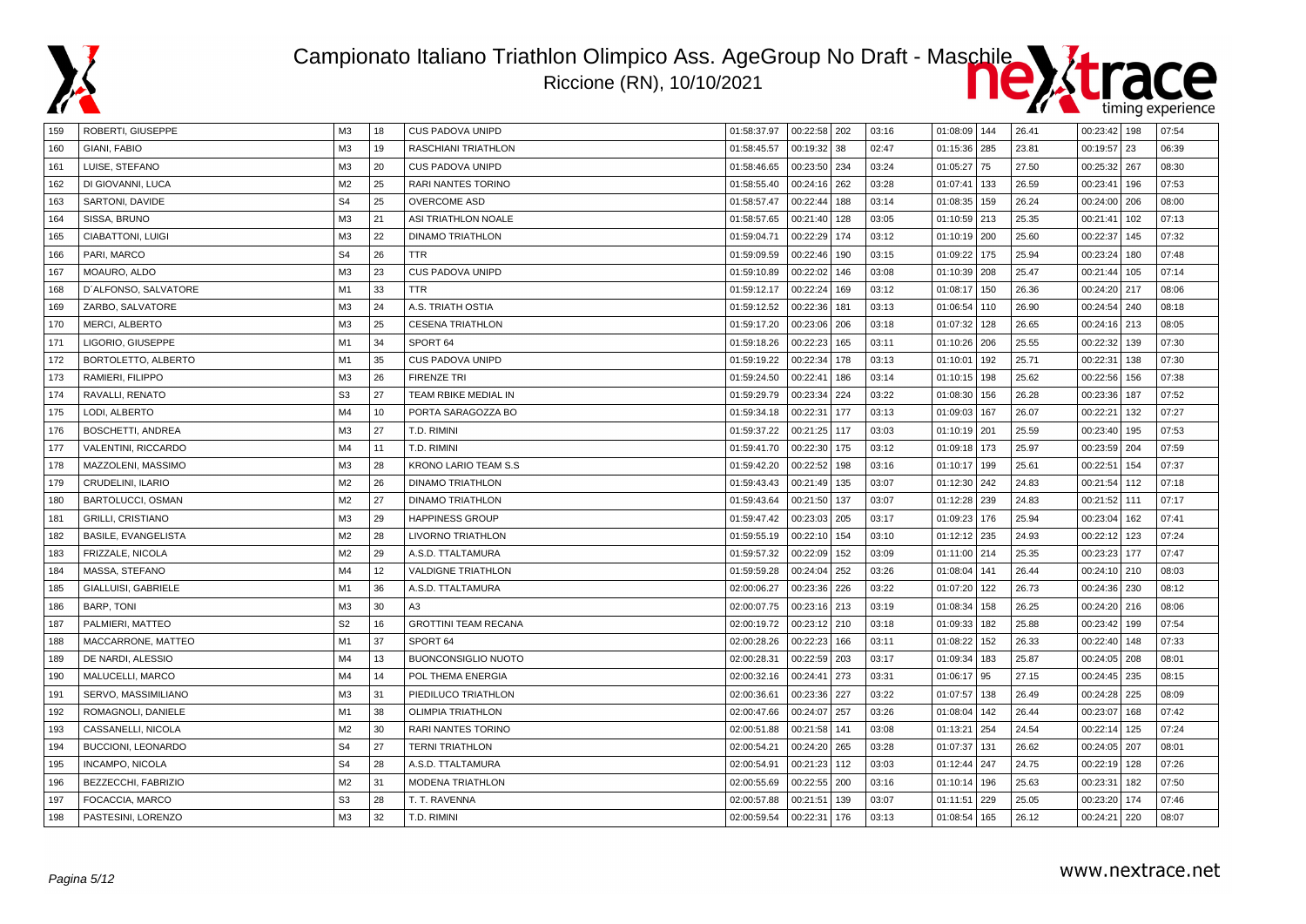# Campionato Italiano Triathlon Olimpico Ass. AgeGroup No Draft - Maschile

Riccione (RN), 10/10/2021

| | | | | | | | | | | | | | | | |
|---|---|---|---|---|---|---|---|---|---|---|---|---|---|---|---|
| 159 | ROBERTI, GIUSEPPE | M3 | 18 | CUS PADOVA UNIPD | 01:58:37.97 | 00:22:58 | 202 | 03:16 | 01:08:09 | 144 | 26.41 | 00:23:42 | 198 | 07:54 |
| 160 | GIANI, FABIO | M3 | 19 | RASCHIANI TRIATHLON | 01:58:45.57 | 00:19:32 | 38 | 02:47 | 01:15:36 | 285 | 23.81 | 00:19:57 | 23 | 06:39 |
| 161 | LUISE, STEFANO | M3 | 20 | CUS PADOVA UNIPD | 01:58:46.65 | 00:23:50 | 234 | 03:24 | 01:05:27 | 75 | 27.50 | 00:25:32 | 267 | 08:30 |
| 162 | DI GIOVANNI, LUCA | M2 | 25 | RARI NANTES TORINO | 01:58:55.40 | 00:24:16 | 262 | 03:28 | 01:07:41 | 133 | 26.59 | 00:23:41 | 196 | 07:53 |
| 163 | SARTONI, DAVIDE | S4 | 25 | OVERCOME ASD | 01:58:57.47 | 00:22:44 | 188 | 03:14 | 01:08:35 | 159 | 26.24 | 00:24:00 | 206 | 08:00 |
| 164 | SISSA, BRUNO | M3 | 21 | ASI TRIATHLON NOALE | 01:58:57.65 | 00:21:40 | 128 | 03:05 | 01:10:59 | 213 | 25.35 | 00:21:41 | 102 | 07:13 |
| 165 | CIABATTONI, LUIGI | M3 | 22 | DINAMO TRIATHLON | 01:59:04.71 | 00:22:29 | 174 | 03:12 | 01:10:19 | 200 | 25.60 | 00:22:37 | 145 | 07:32 |
| 166 | PARI, MARCO | S4 | 26 | TTR | 01:59:09.59 | 00:22:46 | 190 | 03:15 | 01:09:22 | 175 | 25.94 | 00:23:24 | 180 | 07:48 |
| 167 | MOAURO, ALDO | M3 | 23 | CUS PADOVA UNIPD | 01:59:10.89 | 00:22:02 | 146 | 03:08 | 01:10:39 | 208 | 25.47 | 00:21:44 | 105 | 07:14 |
| 168 | D´ALFONSO, SALVATORE | M1 | 33 | TTR | 01:59:12.17 | 00:22:24 | 169 | 03:12 | 01:08:17 | 150 | 26.36 | 00:24:20 | 217 | 08:06 |
| 169 | ZARBO, SALVATORE | M3 | 24 | A.S. TRIATH OSTIA | 01:59:12.52 | 00:22:36 | 181 | 03:13 | 01:06:54 | 110 | 26.90 | 00:24:54 | 240 | 08:18 |
| 170 | MERCI, ALBERTO | M3 | 25 | CESENA TRIATHLON | 01:59:17.20 | 00:23:06 | 206 | 03:18 | 01:07:32 | 128 | 26.65 | 00:24:16 | 213 | 08:05 |
| 171 | LIGORIO, GIUSEPPE | M1 | 34 | SPORT 64 | 01:59:18.26 | 00:22:23 | 165 | 03:11 | 01:10:26 | 206 | 25.55 | 00:22:32 | 139 | 07:30 |
| 172 | BORTOLETTO, ALBERTO | M1 | 35 | CUS PADOVA UNIPD | 01:59:19.22 | 00:22:34 | 178 | 03:13 | 01:10:01 | 192 | 25.71 | 00:22:31 | 138 | 07:30 |
| 173 | RAMIERI, FILIPPO | M3 | 26 | FIRENZE TRI | 01:59:24.50 | 00:22:41 | 186 | 03:14 | 01:10:15 | 198 | 25.62 | 00:22:56 | 156 | 07:38 |
| 174 | RAVALLI, RENATO | S3 | 27 | TEAM RBIKE MEDIAL IN | 01:59:29.79 | 00:23:34 | 224 | 03:22 | 01:08:30 | 156 | 26.28 | 00:23:36 | 187 | 07:52 |
| 175 | LODI, ALBERTO | M4 | 10 | PORTA SARAGOZZA BO | 01:59:34.18 | 00:22:31 | 177 | 03:13 | 01:09:03 | 167 | 26.07 | 00:22:21 | 132 | 07:27 |
| 176 | BOSCHETTI, ANDREA | M3 | 27 | T.D. RIMINI | 01:59:37.22 | 00:21:25 | 117 | 03:03 | 01:10:19 | 201 | 25.59 | 00:23:40 | 195 | 07:53 |
| 177 | VALENTINI, RICCARDO | M4 | 11 | T.D. RIMINI | 01:59:41.70 | 00:22:30 | 175 | 03:12 | 01:09:18 | 173 | 25.97 | 00:23:59 | 204 | 07:59 |
| 178 | MAZZOLENI, MASSIMO | M3 | 28 | KRONO LARIO TEAM S.S | 01:59:42.20 | 00:22:52 | 198 | 03:16 | 01:10:17 | 199 | 25.61 | 00:22:51 | 154 | 07:37 |
| 179 | CRUDELINI, ILARIO | M2 | 26 | DINAMO TRIATHLON | 01:59:43.43 | 00:21:49 | 135 | 03:07 | 01:12:30 | 242 | 24.83 | 00:21:54 | 112 | 07:18 |
| 180 | BARTOLUCCI, OSMAN | M2 | 27 | DINAMO TRIATHLON | 01:59:43.64 | 00:21:50 | 137 | 03:07 | 01:12:28 | 239 | 24.83 | 00:21:52 | 111 | 07:17 |
| 181 | GRILLI, CRISTIANO | M3 | 29 | HAPPINESS GROUP | 01:59:47.42 | 00:23:03 | 205 | 03:17 | 01:09:23 | 176 | 25.94 | 00:23:04 | 162 | 07:41 |
| 182 | BASILE, EVANGELISTA | M2 | 28 | LIVORNO TRIATHLON | 01:59:55.19 | 00:22:10 | 154 | 03:10 | 01:12:12 | 235 | 24.93 | 00:22:12 | 123 | 07:24 |
| 183 | FRIZZALE, NICOLA | M2 | 29 | A.S.D. TTALTAMURA | 01:59:57.32 | 00:22:09 | 152 | 03:09 | 01:11:00 | 214 | 25.35 | 00:23:23 | 177 | 07:47 |
| 184 | MASSA, STEFANO | M4 | 12 | VALDIGNE TRIATHLON | 01:59:59.28 | 00:24:04 | 252 | 03:26 | 01:08:04 | 141 | 26.44 | 00:24:10 | 210 | 08:03 |
| 185 | GIALLUISI, GABRIELE | M1 | 36 | A.S.D. TTALTAMURA | 02:00:06.27 | 00:23:36 | 226 | 03:22 | 01:07:20 | 122 | 26.73 | 00:24:36 | 230 | 08:12 |
| 186 | BARP, TONI | M3 | 30 | A3 | 02:00:07.75 | 00:23:16 | 213 | 03:19 | 01:08:34 | 158 | 26.25 | 00:24:20 | 216 | 08:06 |
| 187 | PALMIERI, MATTEO | S2 | 16 | GROTTINI TEAM RECANA | 02:00:19.72 | 00:23:12 | 210 | 03:18 | 01:09:33 | 182 | 25.88 | 00:23:42 | 199 | 07:54 |
| 188 | MACCARRONE, MATTEO | M1 | 37 | SPORT 64 | 02:00:28.26 | 00:22:23 | 166 | 03:11 | 01:08:22 | 152 | 26.33 | 00:22:40 | 148 | 07:33 |
| 189 | DE NARDI, ALESSIO | M4 | 13 | BUONCONSIGLIO NUOTO | 02:00:28.31 | 00:22:59 | 203 | 03:17 | 01:09:34 | 183 | 25.87 | 00:24:05 | 208 | 08:01 |
| 190 | MALUCELLI, MARCO | M4 | 14 | POL THEMA ENERGIA | 02:00:32.16 | 00:24:41 | 273 | 03:31 | 01:06:17 | 95 | 27.15 | 00:24:45 | 235 | 08:15 |
| 191 | SERVO, MASSIMILIANO | M3 | 31 | PIEDILUCO TRIATHLON | 02:00:36.61 | 00:23:36 | 227 | 03:22 | 01:07:57 | 138 | 26.49 | 00:24:28 | 225 | 08:09 |
| 192 | ROMAGNOLI, DANIELE | M1 | 38 | OLIMPIA TRIATHLON | 02:00:47.66 | 00:24:07 | 257 | 03:26 | 01:08:04 | 142 | 26.44 | 00:23:07 | 168 | 07:42 |
| 193 | CASSANELLI, NICOLA | M2 | 30 | RARI NANTES TORINO | 02:00:51.88 | 00:21:58 | 141 | 03:08 | 01:13:21 | 254 | 24.54 | 00:22:14 | 125 | 07:24 |
| 194 | BUCCIONI, LEONARDO | S4 | 27 | TERNI TRIATHLON | 02:00:54.21 | 00:24:20 | 265 | 03:28 | 01:07:37 | 131 | 26.62 | 00:24:05 | 207 | 08:01 |
| 195 | INCAMPO, NICOLA | S4 | 28 | A.S.D. TTALTAMURA | 02:00:54.91 | 00:21:23 | 112 | 03:03 | 01:12:44 | 247 | 24.75 | 00:22:19 | 128 | 07:26 |
| 196 | BEZZECCHI, FABRIZIO | M2 | 31 | MODENA TRIATHLON | 02:00:55.69 | 00:22:55 | 200 | 03:16 | 01:10:14 | 196 | 25.63 | 00:23:31 | 182 | 07:50 |
| 197 | FOCACCIA, MARCO | S3 | 28 | T. T. RAVENNA | 02:00:57.88 | 00:21:51 | 139 | 03:07 | 01:11:51 | 229 | 25.05 | 00:23:20 | 174 | 07:46 |
| 198 | PASTESINI, LORENZO | M3 | 32 | T.D. RIMINI | 02:00:59.54 | 00:22:31 | 176 | 03:13 | 01:08:54 | 165 | 26.12 | 00:24:21 | 220 | 08:07 |

www.nextrace.net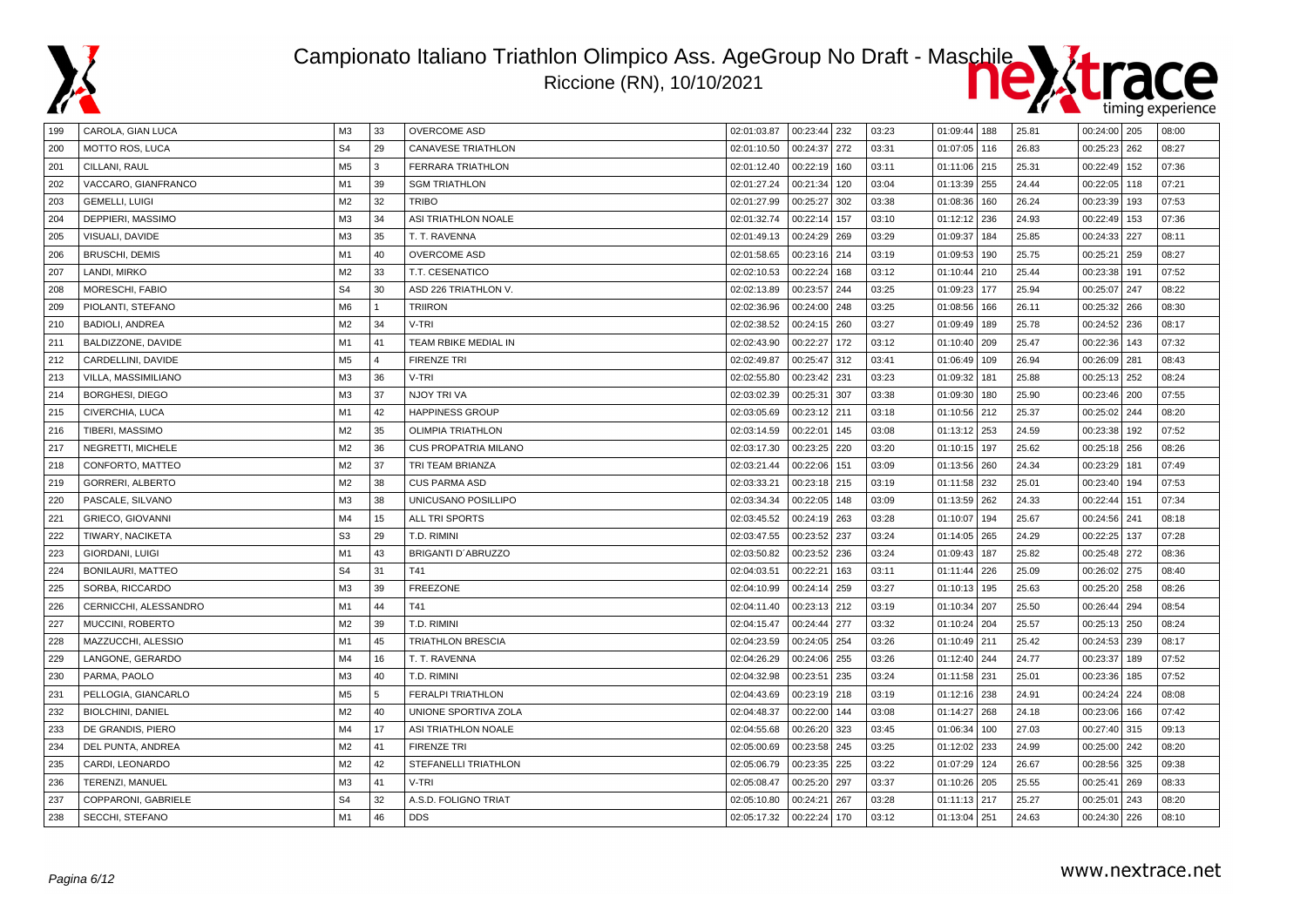# Campionato Italiano Triathlon Olimpico Ass. AgeGroup No Draft - Maschile

Riccione (RN), 10/10/2021

| | | | | | | | | | | | | | | | |
|---|---|---|---|---|---|---|---|---|---|---|---|---|---|---|---|
| 199 | CAROLA, GIAN LUCA | M3 | 33 | OVERCOME ASD | 02:01:03.87 | 00:23:44 | 232 | 03:23 | 01:09:44 | 188 | 25.81 | 00:24:00 | 205 | 08:00 |
| 200 | MOTTO ROS, LUCA | S4 | 29 | CANAVESE TRIATHLON | 02:01:10.50 | 00:24:37 | 272 | 03:31 | 01:07:05 | 116 | 26.83 | 00:25:23 | 262 | 08:27 |
| 201 | CILLANI, RAUL | M5 | 3 | FERRARA TRIATHLON | 02:01:12.40 | 00:22:19 | 160 | 03:11 | 01:11:06 | 215 | 25.31 | 00:22:49 | 152 | 07:36 |
| 202 | VACCARO, GIANFRANCO | M1 | 39 | SGM TRIATHLON | 02:01:27.24 | 00:21:34 | 120 | 03:04 | 01:13:39 | 255 | 24.44 | 00:22:05 | 118 | 07:21 |
| 203 | GEMELLI, LUIGI | M2 | 32 | TRIBO | 02:01:27.99 | 00:25:27 | 302 | 03:38 | 01:08:36 | 160 | 26.24 | 00:23:39 | 193 | 07:53 |
| 204 | DEPPIERI, MASSIMO | M3 | 34 | ASI TRIATHLON NOALE | 02:01:32.74 | 00:22:14 | 157 | 03:10 | 01:12:12 | 236 | 24.93 | 00:22:49 | 153 | 07:36 |
| 205 | VISUALI, DAVIDE | M3 | 35 | T. T. RAVENNA | 02:01:49.13 | 00:24:29 | 269 | 03:29 | 01:09:37 | 184 | 25.85 | 00:24:33 | 227 | 08:11 |
| 206 | BRUSCHI, DEMIS | M1 | 40 | OVERCOME ASD | 02:01:58.65 | 00:23:16 | 214 | 03:19 | 01:09:53 | 190 | 25.75 | 00:25:21 | 259 | 08:27 |
| 207 | LANDI, MIRKO | M2 | 33 | T.T. CESENATICO | 02:02:10.53 | 00:22:24 | 168 | 03:12 | 01:10:44 | 210 | 25.44 | 00:23:38 | 191 | 07:52 |
| 208 | MORESCHI, FABIO | S4 | 30 | ASD 226 TRIATHLON V. | 02:02:13.89 | 00:23:57 | 244 | 03:25 | 01:09:23 | 177 | 25.94 | 00:25:07 | 247 | 08:22 |
| 209 | PIOLANTI, STEFANO | M6 | 1 | TRIIRON | 02:02:36.96 | 00:24:00 | 248 | 03:25 | 01:08:56 | 166 | 26.11 | 00:25:32 | 266 | 08:30 |
| 210 | BADIOLI, ANDREA | M2 | 34 | V-TRI | 02:02:38.52 | 00:24:15 | 260 | 03:27 | 01:09:49 | 189 | 25.78 | 00:24:52 | 236 | 08:17 |
| 211 | BALDIZZONE, DAVIDE | M1 | 41 | TEAM RBIKE MEDIAL IN | 02:02:43.90 | 00:22:27 | 172 | 03:12 | 01:10:40 | 209 | 25.47 | 00:22:36 | 143 | 07:32 |
| 212 | CARDELLINI, DAVIDE | M5 | 4 | FIRENZE TRI | 02:02:49.87 | 00:25:47 | 312 | 03:41 | 01:06:49 | 109 | 26.94 | 00:26:09 | 281 | 08:43 |
| 213 | VILLA, MASSIMILIANO | M3 | 36 | V-TRI | 02:02:55.80 | 00:23:42 | 231 | 03:23 | 01:09:32 | 181 | 25.88 | 00:25:13 | 252 | 08:24 |
| 214 | BORGHESI, DIEGO | M3 | 37 | NJOY TRI VA | 02:03:02.39 | 00:25:31 | 307 | 03:38 | 01:09:30 | 180 | 25.90 | 00:23:46 | 200 | 07:55 |
| 215 | CIVERCHIA, LUCA | M1 | 42 | HAPPINESS GROUP | 02:03:05.69 | 00:23:12 | 211 | 03:18 | 01:10:56 | 212 | 25.37 | 00:25:02 | 244 | 08:20 |
| 216 | TIBERI, MASSIMO | M2 | 35 | OLIMPIA TRIATHLON | 02:03:14.59 | 00:22:01 | 145 | 03:08 | 01:13:12 | 253 | 24.59 | 00:23:38 | 192 | 07:52 |
| 217 | NEGRETTI, MICHELE | M2 | 36 | CUS PROPATRIA MILANO | 02:03:17.30 | 00:23:25 | 220 | 03:20 | 01:10:15 | 197 | 25.62 | 00:25:18 | 256 | 08:26 |
| 218 | CONFORTO, MATTEO | M2 | 37 | TRI TEAM BRIANZA | 02:03:21.44 | 00:22:06 | 151 | 03:09 | 01:13:56 | 260 | 24.34 | 00:23:29 | 181 | 07:49 |
| 219 | GORRERI, ALBERTO | M2 | 38 | CUS PARMA ASD | 02:03:33.21 | 00:23:18 | 215 | 03:19 | 01:11:58 | 232 | 25.01 | 00:23:40 | 194 | 07:53 |
| 220 | PASCALE, SILVANO | M3 | 38 | UNICUSANO POSILLIPO | 02:03:34.34 | 00:22:05 | 148 | 03:09 | 01:13:59 | 262 | 24.33 | 00:22:44 | 151 | 07:34 |
| 221 | GRIECO, GIOVANNI | M4 | 15 | ALL TRI SPORTS | 02:03:45.52 | 00:24:19 | 263 | 03:28 | 01:10:07 | 194 | 25.67 | 00:24:56 | 241 | 08:18 |
| 222 | TIWARY, NACIKETA | S3 | 29 | T.D. RIMINI | 02:03:47.55 | 00:23:52 | 237 | 03:24 | 01:14:05 | 265 | 24.29 | 00:22:25 | 137 | 07:28 |
| 223 | GIORDANI, LUIGI | M1 | 43 | BRIGANTI D´ABRUZZO | 02:03:50.82 | 00:23:52 | 236 | 03:24 | 01:09:43 | 187 | 25.82 | 00:25:48 | 272 | 08:36 |
| 224 | BONILAURI, MATTEO | S4 | 31 | T41 | 02:04:03.51 | 00:22:21 | 163 | 03:11 | 01:11:44 | 226 | 25.09 | 00:26:02 | 275 | 08:40 |
| 225 | SORBA, RICCARDO | M3 | 39 | FREEZONE | 02:04:10.99 | 00:24:14 | 259 | 03:27 | 01:10:13 | 195 | 25.63 | 00:25:20 | 258 | 08:26 |
| 226 | CERNICCHI, ALESSANDRO | M1 | 44 | T41 | 02:04:11.40 | 00:23:13 | 212 | 03:19 | 01:10:34 | 207 | 25.50 | 00:26:44 | 294 | 08:54 |
| 227 | MUCCINI, ROBERTO | M2 | 39 | T.D. RIMINI | 02:04:15.47 | 00:24:44 | 277 | 03:32 | 01:10:24 | 204 | 25.57 | 00:25:13 | 250 | 08:24 |
| 228 | MAZZUCCHI, ALESSIO | M1 | 45 | TRIATHLON BRESCIA | 02:04:23.59 | 00:24:05 | 254 | 03:26 | 01:10:49 | 211 | 25.42 | 00:24:53 | 239 | 08:17 |
| 229 | LANGONE, GERARDO | M4 | 16 | T. T. RAVENNA | 02:04:26.29 | 00:24:06 | 255 | 03:26 | 01:12:40 | 244 | 24.77 | 00:23:37 | 189 | 07:52 |
| 230 | PARMA, PAOLO | M3 | 40 | T.D. RIMINI | 02:04:32.98 | 00:23:51 | 235 | 03:24 | 01:11:58 | 231 | 25.01 | 00:23:36 | 185 | 07:52 |
| 231 | PELLOGIA, GIANCARLO | M5 | 5 | FERALPI TRIATHLON | 02:04:43.69 | 00:23:19 | 218 | 03:19 | 01:12:16 | 238 | 24.91 | 00:24:24 | 224 | 08:08 |
| 232 | BIOLCHINI, DANIEL | M2 | 40 | UNIONE SPORTIVA ZOLA | 02:04:48.37 | 00:22:00 | 144 | 03:08 | 01:14:27 | 268 | 24.18 | 00:23:06 | 166 | 07:42 |
| 233 | DE GRANDIS, PIERO | M4 | 17 | ASI TRIATHLON NOALE | 02:04:55.68 | 00:26:20 | 323 | 03:45 | 01:06:34 | 100 | 27.03 | 00:27:40 | 315 | 09:13 |
| 234 | DEL PUNTA, ANDREA | M2 | 41 | FIRENZE TRI | 02:05:00.69 | 00:23:58 | 245 | 03:25 | 01:12:02 | 233 | 24.99 | 00:25:00 | 242 | 08:20 |
| 235 | CARDI, LEONARDO | M2 | 42 | STEFANELLI TRIATHLON | 02:05:06.79 | 00:23:35 | 225 | 03:22 | 01:07:29 | 124 | 26.67 | 00:28:56 | 325 | 09:38 |
| 236 | TERENZI, MANUEL | M3 | 41 | V-TRI | 02:05:08.47 | 00:25:20 | 297 | 03:37 | 01:10:26 | 205 | 25.55 | 00:25:41 | 269 | 08:33 |
| 237 | COPPARONI, GABRIELE | S4 | 32 | A.S.D. FOLIGNO TRIAT | 02:05:10.80 | 00:24:21 | 267 | 03:28 | 01:11:13 | 217 | 25.27 | 00:25:01 | 243 | 08:20 |
| 238 | SECCHI, STEFANO | M1 | 46 | DDS | 02:05:17.32 | 00:22:24 | 170 | 03:12 | 01:13:04 | 251 | 24.63 | 00:24:30 | 226 | 08:10 |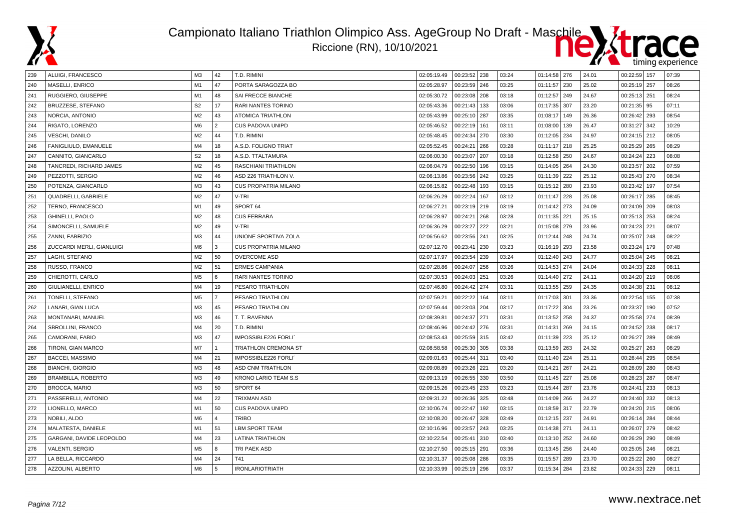# Campionato Italiano Triathlon Olimpico Ass. AgeGroup No Draft - Maschile

Riccione (RN), 10/10/2021

| | | | | | | | | | | | | | | | |
|---|---|---|---|---|---|---|---|---|---|---|---|---|---|---|---|
| 239 | ALUIGI, FRANCESCO | M3 | 42 | T.D. RIMINI | 02:05:19.49 | 00:23:52 | 238 | 03:24 | 01:14:58 | 276 | 24.01 | 00:22:59 | 157 | 07:39 |
| 240 | MASELLI, ENRICO | M1 | 47 | PORTA SARAGOZZA BO | 02:05:28.97 | 00:23:59 | 246 | 03:25 | 01:11:57 | 230 | 25.02 | 00:25:19 | 257 | 08:26 |
| 241 | RUGGIERO, GIUSEPPE | M1 | 48 | SAI FRECCE BIANCHE | 02:05:30.72 | 00:23:08 | 208 | 03:18 | 01:12:57 | 249 | 24.67 | 00:25:13 | 251 | 08:24 |
| 242 | BRUZZESE, STEFANO | S2 | 17 | RARI NANTES TORINO | 02:05:43.36 | 00:21:43 | 133 | 03:06 | 01:17:35 | 307 | 23.20 | 00:21:35 | 95 | 07:11 |
| 243 | NORCIA, ANTONIO | M2 | 43 | ATOMICA TRIATHLON | 02:05:43.99 | 00:25:10 | 287 | 03:35 | 01:08:17 | 149 | 26.36 | 00:26:42 | 293 | 08:54 |
| 244 | RIGATO, LORENZO | M6 | 2 | CUS PADOVA UNIPD | 02:05:46.52 | 00:22:19 | 161 | 03:11 | 01:08:00 | 139 | 26.47 | 00:31:27 | 342 | 10:29 |
| 245 | VESCHI, DANILO | M2 | 44 | T.D. RIMINI | 02:05:48.45 | 00:24:34 | 270 | 03:30 | 01:12:05 | 234 | 24.97 | 00:24:15 | 212 | 08:05 |
| 246 | FANIGLIULO, EMANUELE | M4 | 18 | A.S.D. FOLIGNO TRIAT | 02:05:52.45 | 00:24:21 | 266 | 03:28 | 01:11:17 | 218 | 25.25 | 00:25:29 | 265 | 08:29 |
| 247 | CANNITO, GIANCARLO | S2 | 18 | A.S.D. TTALTAMURA | 02:06:00.30 | 00:23:07 | 207 | 03:18 | 01:12:58 | 250 | 24.67 | 00:24:24 | 223 | 08:08 |
| 248 | TANCREDI, RICHARD JAMES | M2 | 45 | RASCHIANI TRIATHLON | 02:06:04.79 | 00:22:50 | 196 | 03:15 | 01:14:05 | 264 | 24.30 | 00:23:57 | 202 | 07:59 |
| 249 | PEZZOTTI, SERGIO | M2 | 46 | ASD 226 TRIATHLON V. | 02:06:13.86 | 00:23:56 | 242 | 03:25 | 01:11:39 | 222 | 25.12 | 00:25:43 | 270 | 08:34 |
| 250 | POTENZA, GIANCARLO | M3 | 43 | CUS PROPATRIA MILANO | 02:06:15.82 | 00:22:48 | 193 | 03:15 | 01:15:12 | 280 | 23.93 | 00:23:42 | 197 | 07:54 |
| 251 | QUADRELLI, GABRIELE | M2 | 47 | V-TRI | 02:06:26.29 | 00:22:24 | 167 | 03:12 | 01:11:47 | 228 | 25.08 | 00:26:17 | 285 | 08:45 |
| 252 | TERNO, FRANCESCO | M1 | 49 | SPORT 64 | 02:06:27.21 | 00:23:19 | 219 | 03:19 | 01:14:42 | 273 | 24.09 | 00:24:09 | 209 | 08:03 |
| 253 | GHINELLI, PAOLO | M2 | 48 | CUS FERRARA | 02:06:28.97 | 00:24:21 | 268 | 03:28 | 01:11:35 | 221 | 25.15 | 00:25:13 | 253 | 08:24 |
| 254 | SIMONCELLI, SAMUELE | M2 | 49 | V-TRI | 02:06:36.29 | 00:23:27 | 222 | 03:21 | 01:15:08 | 279 | 23.96 | 00:24:23 | 221 | 08:07 |
| 255 | ZANNI, FABRIZIO | M3 | 44 | UNIONE SPORTIVA ZOLA | 02:06:56.62 | 00:23:56 | 241 | 03:25 | 01:12:44 | 248 | 24.74 | 00:25:07 | 248 | 08:22 |
| 256 | ZUCCARDI MERLI, GIANLUIGI | M6 | 3 | CUS PROPATRIA MILANO | 02:07:12.70 | 00:23:41 | 230 | 03:23 | 01:16:19 | 293 | 23.58 | 00:23:24 | 179 | 07:48 |
| 257 | LAGHI, STEFANO | M2 | 50 | OVERCOME ASD | 02:07:17.97 | 00:23:54 | 239 | 03:24 | 01:12:40 | 243 | 24.77 | 00:25:04 | 245 | 08:21 |
| 258 | RUSSO, FRANCO | M2 | 51 | ERMES CAMPANIA | 02:07:28.86 | 00:24:07 | 256 | 03:26 | 01:14:53 | 274 | 24.04 | 00:24:33 | 228 | 08:11 |
| 259 | CHIEROTTI, CARLO | M5 | 6 | RARI NANTES TORINO | 02:07:30.53 | 00:24:03 | 251 | 03:26 | 01:14:40 | 272 | 24.11 | 00:24:20 | 219 | 08:06 |
| 260 | GIULIANELLI, ENRICO | M4 | 19 | PESARO TRIATHLON | 02:07:46.80 | 00:24:42 | 274 | 03:31 | 01:13:55 | 259 | 24.35 | 00:24:38 | 231 | 08:12 |
| 261 | TONELLI, STEFANO | M5 | 7 | PESARO TRIATHLON | 02:07:59.21 | 00:22:22 | 164 | 03:11 | 01:17:03 | 301 | 23.36 | 00:22:54 | 155 | 07:38 |
| 262 | LANARI, GIAN LUCA | M3 | 45 | PESARO TRIATHLON | 02:07:59.44 | 00:23:03 | 204 | 03:17 | 01:17:22 | 304 | 23.26 | 00:23:37 | 190 | 07:52 |
| 263 | MONTANARI, MANUEL | M3 | 46 | T. T. RAVENNA | 02:08:39.81 | 00:24:37 | 271 | 03:31 | 01:13:52 | 258 | 24.37 | 00:25:58 | 274 | 08:39 |
| 264 | SBROLLINI, FRANCO | M4 | 20 | T.D. RIMINI | 02:08:46.96 | 00:24:42 | 276 | 03:31 | 01:14:31 | 269 | 24.15 | 00:24:52 | 238 | 08:17 |
| 265 | CAMORANI, FABIO | M3 | 47 | IMPOSSIBLE226 FORLI' | 02:08:53.43 | 00:25:59 | 315 | 03:42 | 01:11:39 | 223 | 25.12 | 00:26:27 | 289 | 08:49 |
| 266 | TIRONI, GIAN MARCO | M7 | 1 | TRIATHLON CREMONA ST | 02:08:58.58 | 00:25:30 | 305 | 03:38 | 01:13:59 | 263 | 24.32 | 00:25:27 | 263 | 08:29 |
| 267 | BACCEI, MASSIMO | M4 | 21 | IMPOSSIBLE226 FORLI' | 02:09:01.63 | 00:25:44 | 311 | 03:40 | 01:11:40 | 224 | 25.11 | 00:26:44 | 295 | 08:54 |
| 268 | BIANCHI, GIORGIO | M3 | 48 | ASD CNM TRIATHLON | 02:09:08.89 | 00:23:26 | 221 | 03:20 | 01:14:21 | 267 | 24.21 | 00:26:09 | 280 | 08:43 |
| 269 | BRAMBILLA, ROBERTO | M3 | 49 | KRONO LARIO TEAM S.S | 02:09:13.19 | 00:26:55 | 330 | 03:50 | 01:11:45 | 227 | 25.08 | 00:26:23 | 287 | 08:47 |
| 270 | BROCCA, MARIO | M3 | 50 | SPORT 64 | 02:09:15.26 | 00:23:45 | 233 | 03:23 | 01:15:44 | 287 | 23.76 | 00:24:41 | 233 | 08:13 |
| 271 | PASSERELLI, ANTONIO | M4 | 22 | TRIXMAN ASD | 02:09:31.22 | 00:26:36 | 325 | 03:48 | 01:14:09 | 266 | 24.27 | 00:24:40 | 232 | 08:13 |
| 272 | LIONELLO, MARCO | M1 | 50 | CUS PADOVA UNIPD | 02:10:06.74 | 00:22:47 | 192 | 03:15 | 01:18:59 | 317 | 22.79 | 00:24:20 | 215 | 08:06 |
| 273 | NOBILI, ALDO | M6 | 4 | TRIBO | 02:10:08.20 | 00:26:47 | 328 | 03:49 | 01:12:15 | 237 | 24.91 | 00:26:14 | 284 | 08:44 |
| 274 | MALATESTA, DANIELE | M1 | 51 | LBM SPORT TEAM | 02:10:16.96 | 00:23:57 | 243 | 03:25 | 01:14:38 | 271 | 24.11 | 00:26:07 | 279 | 08:42 |
| 275 | GARGANI, DAVIDE LEOPOLDO | M4 | 23 | LATINA TRIATHLON | 02:10:22.54 | 00:25:41 | 310 | 03:40 | 01:13:10 | 252 | 24.60 | 00:26:29 | 290 | 08:49 |
| 276 | VALENTI, SERGIO | M5 | 8 | TRI PAEK ASD | 02:10:27.50 | 00:25:15 | 291 | 03:36 | 01:13:45 | 256 | 24.40 | 00:25:05 | 246 | 08:21 |
| 277 | LA BELLA, RICCARDO | M4 | 24 | T41 | 02:10:31.37 | 00:25:08 | 286 | 03:35 | 01:15:57 | 289 | 23.70 | 00:25:22 | 260 | 08:27 |
| 278 | AZZOLINI, ALBERTO | M6 | 5 | IRONLARIOTRIATH | 02:10:33.99 | 00:25:19 | 296 | 03:37 | 01:15:34 | 284 | 23.82 | 00:24:33 | 229 | 08:11 |

www.nextrace.net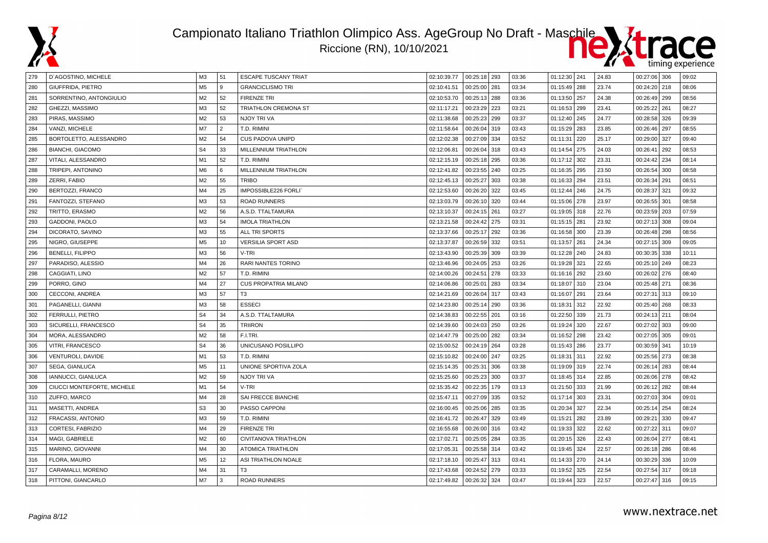# Campionato Italiano Triathlon Olimpico Ass. AgeGroup No Draft - Maschile

Riccione (RN), 10/10/2021

| | | | | | | | | | | | | | | | |
|---|---|---|---|---|---|---|---|---|---|---|---|---|---|---|---|
| 279 | D`AGOSTINO, MICHELE | M3 | 51 | ESCAPE TUSCANY TRIAT | 02:10:39.77 | 00:25:18 | 293 | 03:36 | 01:12:30 | 241 | 24.83 | 00:27:06 | 306 | 09:02 |
| 280 | GIUFFRIDA, PIETRO | M5 | 9 | GRANCICLISMO TRI | 02:10:41.51 | 00:25:00 | 281 | 03:34 | 01:15:49 | 288 | 23.74 | 00:24:20 | 218 | 08:06 |
| 281 | SORRENTINO, ANTONGIULIO | M2 | 52 | FIRENZE TRI | 02:10:53.70 | 00:25:13 | 288 | 03:36 | 01:13:50 | 257 | 24.38 | 00:26:49 | 299 | 08:56 |
| 282 | GHEZZI, MASSIMO | M3 | 52 | TRIATHLON CREMONA ST | 02:11:17.21 | 00:23:29 | 223 | 03:21 | 01:16:53 | 299 | 23.41 | 00:25:22 | 261 | 08:27 |
| 283 | PIRAS, MASSIMO | M2 | 53 | NJOY TRI VA | 02:11:38.68 | 00:25:23 | 299 | 03:37 | 01:12:40 | 245 | 24.77 | 00:28:58 | 326 | 09:39 |
| 284 | VANZI, MICHELE | M7 | 2 | T.D. RIMINI | 02:11:58.64 | 00:26:04 | 319 | 03:43 | 01:15:29 | 283 | 23.85 | 00:26:46 | 297 | 08:55 |
| 285 | BORTOLETTO, ALESSANDRO | M2 | 54 | CUS PADOVA UNIPD | 02:12:02.38 | 00:27:09 | 334 | 03:52 | 01:11:31 | 220 | 25.17 | 00:29:00 | 327 | 09:40 |
| 286 | BIANCHI, GIACOMO | S4 | 33 | MILLENNIUM TRIATHLON | 02:12:06.81 | 00:26:04 | 318 | 03:43 | 01:14:54 | 275 | 24.03 | 00:26:41 | 292 | 08:53 |
| 287 | VITALI, ALESSANDRO | M1 | 52 | T.D. RIMINI | 02:12:15.19 | 00:25:18 | 295 | 03:36 | 01:17:12 | 302 | 23.31 | 00:24:42 | 234 | 08:14 |
| 288 | TRIPEPI, ANTONINO | M6 | 6 | MILLENNIUM TRIATHLON | 02:12:41.82 | 00:23:55 | 240 | 03:25 | 01:16:35 | 295 | 23.50 | 00:26:54 | 300 | 08:58 |
| 289 | ZERRI, FABIO | M2 | 55 | TRIBO | 02:12:45.13 | 00:25:27 | 303 | 03:38 | 01:16:33 | 294 | 23.51 | 00:26:34 | 291 | 08:51 |
| 290 | BERTOZZI, FRANCO | M4 | 25 | IMPOSSIBLE226 FORLI` | 02:12:53.60 | 00:26:20 | 322 | 03:45 | 01:12:44 | 246 | 24.75 | 00:28:37 | 321 | 09:32 |
| 291 | FANTOZZI, STEFANO | M3 | 53 | ROAD RUNNERS | 02:13:03.79 | 00:26:10 | 320 | 03:44 | 01:15:06 | 278 | 23.97 | 00:26:55 | 301 | 08:58 |
| 292 | TRITTO, ERASMO | M2 | 56 | A.S.D. TTALTAMURA | 02:13:10.37 | 00:24:15 | 261 | 03:27 | 01:19:05 | 318 | 22.76 | 00:23:59 | 203 | 07:59 |
| 293 | GADDONI, PAOLO | M3 | 54 | IMOLA TRIATHLON | 02:13:21.58 | 00:24:42 | 275 | 03:31 | 01:15:15 | 281 | 23.92 | 00:27:13 | 308 | 09:04 |
| 294 | DICORATO, SAVINO | M3 | 55 | ALL TRI SPORTS | 02:13:37.66 | 00:25:17 | 292 | 03:36 | 01:16:58 | 300 | 23.39 | 00:26:48 | 298 | 08:56 |
| 295 | NIGRO, GIUSEPPE | M5 | 10 | VERSILIA SPORT ASD | 02:13:37.87 | 00:26:59 | 332 | 03:51 | 01:13:57 | 261 | 24.34 | 00:27:15 | 309 | 09:05 |
| 296 | BENELLI, FILIPPO | M3 | 56 | V-TRI | 02:13:43.90 | 00:25:39 | 309 | 03:39 | 01:12:28 | 240 | 24.83 | 00:30:35 | 338 | 10:11 |
| 297 | PARADISO, ALESSIO | M4 | 26 | RARI NANTES TORINO | 02:13:46.96 | 00:24:05 | 253 | 03:26 | 01:19:28 | 321 | 22.65 | 00:25:10 | 249 | 08:23 |
| 298 | CAGGIATI, LINO | M2 | 57 | T.D. RIMINI | 02:14:00.26 | 00:24:51 | 278 | 03:33 | 01:16:19 | 292 | 23.60 | 00:26:02 | 276 | 08:40 |
| 299 | PORRO, GINO | M4 | 27 | CUS PROPATRIA MILANO | 02:14:06.86 | 00:25:01 | 283 | 03:34 | 01:18:07 | 310 | 23.04 | 00:25:48 | 271 | 08:36 |
| 300 | CECCONI, ANDREA | M3 | 57 | T3 | 02:14:21.69 | 00:26:04 | 317 | 03:43 | 01:16:07 | 291 | 23.64 | 00:27:31 | 313 | 09:10 |
| 301 | PAGANELLI, GIANNI | M3 | 58 | ESSECI | 02:14:23.80 | 00:25:14 | 290 | 03:36 | 01:18:31 | 312 | 22.92 | 00:25:40 | 268 | 08:33 |
| 302 | FERRULLI, PIETRO | S4 | 34 | A.S.D. TTALTAMURA | 02:14:38.83 | 00:22:55 | 201 | 03:16 | 01:22:50 | 339 | 21.73 | 00:24:13 | 211 | 08:04 |
| 303 | SICURELLI, FRANCESCO | S4 | 35 | TRIIRON | 02:14:39.60 | 00:24:03 | 250 | 03:26 | 01:19:24 | 320 | 22.67 | 00:27:02 | 303 | 09:00 |
| 304 | MORA, ALESSANDRO | M2 | 58 | F.I.TRI. | 02:14:47.79 | 00:25:00 | 282 | 03:34 | 01:16:52 | 298 | 23.42 | 00:27:05 | 305 | 09:01 |
| 305 | VITRI, FRANCESCO | S4 | 36 | UNICUSANO POSILLIPO | 02:15:00.52 | 00:24:19 | 264 | 03:28 | 01:15:43 | 286 | 23.77 | 00:30:59 | 341 | 10:19 |
| 306 | VENTUROLI, DAVIDE | M1 | 53 | T.D. RIMINI | 02:15:10.82 | 00:24:00 | 247 | 03:25 | 01:18:31 | 311 | 22.92 | 00:25:56 | 273 | 08:38 |
| 307 | SEGA, GIANLUCA | M5 | 11 | UNIONE SPORTIVA ZOLA | 02:15:14.35 | 00:25:31 | 306 | 03:38 | 01:19:09 | 319 | 22.74 | 00:26:14 | 283 | 08:44 |
| 308 | IANNUCCI, GIANLUCA | M2 | 59 | NJOY TRI VA | 02:15:25.60 | 00:25:23 | 300 | 03:37 | 01:18:45 | 314 | 22.85 | 00:26:06 | 278 | 08:42 |
| 309 | CIUCCI MONTEFORTE, MICHELE | M1 | 54 | V-TRI | 02:15:35.42 | 00:22:35 | 179 | 03:13 | 01:21:50 | 333 | 21.99 | 00:26:12 | 282 | 08:44 |
| 310 | ZUFFO, MARCO | M4 | 28 | SAI FRECCE BIANCHE | 02:15:47.11 | 00:27:09 | 335 | 03:52 | 01:17:14 | 303 | 23.31 | 00:27:03 | 304 | 09:01 |
| 311 | MASETTI, ANDREA | S3 | 30 | PASSO CAPPONI | 02:16:00.45 | 00:25:06 | 285 | 03:35 | 01:20:34 | 327 | 22.34 | 00:25:14 | 254 | 08:24 |
| 312 | FRACASSI, ANTONIO | M3 | 59 | T.D. RIMINI | 02:16:41.72 | 00:26:47 | 329 | 03:49 | 01:15:21 | 282 | 23.89 | 00:29:21 | 330 | 09:47 |
| 313 | CORTESI, FABRIZIO | M4 | 29 | FIRENZE TRI | 02:16:55.68 | 00:26:00 | 316 | 03:42 | 01:19:33 | 322 | 22.62 | 00:27:22 | 311 | 09:07 |
| 314 | MAGI, GABRIELE | M2 | 60 | CIVITANOVA TRIATHLON | 02:17:02.71 | 00:25:05 | 284 | 03:35 | 01:20:15 | 326 | 22.43 | 00:26:04 | 277 | 08:41 |
| 315 | MARINO, GIOVANNI | M4 | 30 | ATOMICA TRIATHLON | 02:17:05.31 | 00:25:58 | 314 | 03:42 | 01:19:45 | 324 | 22.57 | 00:26:18 | 286 | 08:46 |
| 316 | FLORA, MAURO | M5 | 12 | ASI TRIATHLON NOALE | 02:17:18.10 | 00:25:47 | 313 | 03:41 | 01:14:33 | 270 | 24.14 | 00:30:29 | 336 | 10:09 |
| 317 | CARAMALLI, MORENO | M4 | 31 | T3 | 02:17:43.68 | 00:24:52 | 279 | 03:33 | 01:19:52 | 325 | 22.54 | 00:27:54 | 317 | 09:18 |
| 318 | PITTONI, GIANCARLO | M7 | 3 | ROAD RUNNERS | 02:17:49.82 | 00:26:32 | 324 | 03:47 | 01:19:44 | 323 | 22.57 | 00:27:47 | 316 | 09:15 |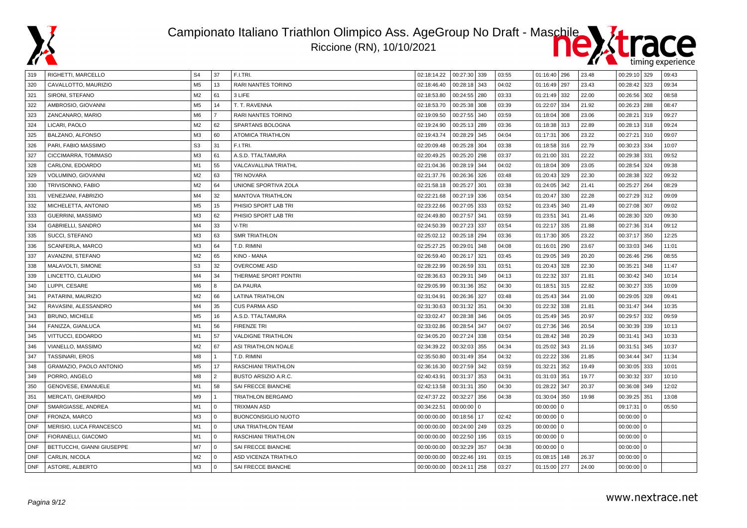# Campionato Italiano Triathlon Olimpico Ass. AgeGroup No Draft - Maschile

Riccione (RN), 10/10/2021

| | | | | | | | | | | | | | | | |
|---|---|---|---|---|---|---|---|---|---|---|---|---|---|---|---|
| 319 | RIGHETTI, MARCELLO | S4 | 37 | F.I.TRI. | 02:18:14.22 | 00:27:30 | 339 | 03:55 | 01:16:40 | 296 | 23.48 | 00:29:10 | 329 | 09:43 |
| 320 | CAVALLOTTO, MAURIZIO | M5 | 13 | RARI NANTES TORINO | 02:18:46.40 | 00:28:18 | 343 | 04:02 | 01:16:49 | 297 | 23.43 | 00:28:42 | 323 | 09:34 |
| 321 | SIRONI, STEFANO | M2 | 61 | 3 LIFE | 02:18:53.80 | 00:24:55 | 280 | 03:33 | 01:21:49 | 332 | 22.00 | 00:26:56 | 302 | 08:58 |
| 322 | AMBROSIO, GIOVANNI | M5 | 14 | T. T. RAVENNA | 02:18:53.70 | 00:25:38 | 308 | 03:39 | 01:22:07 | 334 | 21.92 | 00:26:23 | 288 | 08:47 |
| 323 | ZANCANARO, MARIO | M6 | 7 | RARI NANTES TORINO | 02:19:09.50 | 00:27:55 | 340 | 03:59 | 01:18:04 | 308 | 23.06 | 00:28:21 | 319 | 09:27 |
| 324 | LICARI, PAOLO | M2 | 62 | SPARTANS BOLOGNA | 02:19:24.90 | 00:25:13 | 289 | 03:36 | 01:18:38 | 313 | 22.89 | 00:28:13 | 318 | 09:24 |
| 325 | BALZANO, ALFONSO | M3 | 60 | ATOMICA TRIATHLON | 02:19:43.74 | 00:28:29 | 345 | 04:04 | 01:17:31 | 306 | 23.22 | 00:27:21 | 310 | 09:07 |
| 326 | PARI, FABIO MASSIMO | S3 | 31 | F.I.TRI. | 02:20:09.48 | 00:25:28 | 304 | 03:38 | 01:18:58 | 316 | 22.79 | 00:30:23 | 334 | 10:07 |
| 327 | CICCIMARRA, TOMMASO | M3 | 61 | A.S.D. TTALTAMURA | 02:20:49.25 | 00:25:20 | 298 | 03:37 | 01:21:00 | 331 | 22.22 | 00:29:38 | 331 | 09:52 |
| 328 | CARLONI, EDOARDO | M1 | 55 | VALCAVALLINA TRIATHL | 02:21:04.36 | 00:28:19 | 344 | 04:02 | 01:18:04 | 309 | 23.05 | 00:28:54 | 324 | 09:38 |
| 329 | VOLUMINO, GIOVANNI | M2 | 63 | TRI NOVARA | 02:21:37.76 | 00:26:36 | 326 | 03:48 | 01:20:43 | 329 | 22.30 | 00:28:38 | 322 | 09:32 |
| 330 | TRIVISONNO, FABIO | M2 | 64 | UNIONE SPORTIVA ZOLA | 02:21:58.18 | 00:25:27 | 301 | 03:38 | 01:24:05 | 342 | 21.41 | 00:25:27 | 264 | 08:29 |
| 331 | VENEZIANI, FABRIZIO | M4 | 32 | MANTOVA TRIATHLON | 02:22:21.68 | 00:27:19 | 336 | 03:54 | 01:20:47 | 330 | 22.28 | 00:27:29 | 312 | 09:09 |
| 332 | MICHELETTA, ANTONIO | M5 | 15 | PHISIO SPORT LAB TRI | 02:23:22.66 | 00:27:05 | 333 | 03:52 | 01:23:45 | 340 | 21.49 | 00:27:08 | 307 | 09:02 |
| 333 | GUERRINI, MASSIMO | M3 | 62 | PHISIO SPORT LAB TRI | 02:24:49.80 | 00:27:57 | 341 | 03:59 | 01:23:51 | 341 | 21.46 | 00:28:30 | 320 | 09:30 |
| 334 | GABRIELLI, SANDRO | M4 | 33 | V-TRI | 02:24:50.39 | 00:27:23 | 337 | 03:54 | 01:22:17 | 335 | 21.88 | 00:27:36 | 314 | 09:12 |
| 335 | SUCCI, STEFANO | M3 | 63 | SMR TRIATHLON | 02:25:02.12 | 00:25:18 | 294 | 03:36 | 01:17:30 | 305 | 23.22 | 00:37:17 | 350 | 12:25 |
| 336 | SCANFERLA, MARCO | M3 | 64 | T.D. RIMINI | 02:25:27.25 | 00:29:01 | 348 | 04:08 | 01:16:01 | 290 | 23.67 | 00:33:03 | 346 | 11:01 |
| 337 | AVANZINI, STEFANO | M2 | 65 | KINO - MANA | 02:26:59.40 | 00:26:17 | 321 | 03:45 | 01:29:05 | 349 | 20.20 | 00:26:46 | 296 | 08:55 |
| 338 | MALAVOLTI, SIMONE | S3 | 32 | OVERCOME ASD | 02:28:22.99 | 00:26:59 | 331 | 03:51 | 01:20:43 | 328 | 22.30 | 00:35:21 | 348 | 11:47 |
| 339 | LINCETTO, CLAUDIO | M4 | 34 | THERMAE SPORT PDNTRI | 02:28:36.63 | 00:29:31 | 349 | 04:13 | 01:22:32 | 337 | 21.81 | 00:30:42 | 340 | 10:14 |
| 340 | LUPPI, CESARE | M6 | 8 | DA PAURA | 02:29:05.99 | 00:31:36 | 352 | 04:30 | 01:18:51 | 315 | 22.82 | 00:30:27 | 335 | 10:09 |
| 341 | PATARINI, MAURIZIO | M2 | 66 | LATINA TRIATHLON | 02:31:04.91 | 00:26:36 | 327 | 03:48 | 01:25:43 | 344 | 21.00 | 00:29:05 | 328 | 09:41 |
| 342 | RAVASINI, ALESSANDRO | M4 | 35 | CUS PARMA ASD | 02:31:30.63 | 00:31:32 | 351 | 04:30 | 01:22:32 | 338 | 21.81 | 00:31:47 | 344 | 10:35 |
| 343 | BRUNO, MICHELE | M5 | 16 | A.S.D. TTALTAMURA | 02:33:02.47 | 00:28:38 | 346 | 04:05 | 01:25:49 | 345 | 20.97 | 00:29:57 | 332 | 09:59 |
| 344 | FANIZZA, GIANLUCA | M1 | 56 | FIRENZE TRI | 02:33:02.86 | 00:28:54 | 347 | 04:07 | 01:27:36 | 346 | 20.54 | 00:30:39 | 339 | 10:13 |
| 345 | VITTUCCI, EDOARDO | M1 | 57 | VALDIGNE TRIATHLON | 02:34:05.20 | 00:27:24 | 338 | 03:54 | 01:28:42 | 348 | 20.29 | 00:31:41 | 343 | 10:33 |
| 346 | VIANELLO, MASSIMO | M2 | 67 | ASI TRIATHLON NOALE | 02:34:39.22 | 00:32:03 | 355 | 04:34 | 01:25:02 | 343 | 21.16 | 00:31:51 | 345 | 10:37 |
| 347 | TASSINARI, EROS | M8 | 1 | T.D. RIMINI | 02:35:50.80 | 00:31:49 | 354 | 04:32 | 01:22:22 | 336 | 21.85 | 00:34:44 | 347 | 11:34 |
| 348 | GRAMAZIO, PAOLO ANTONIO | M5 | 17 | RASCHIANI TRIATHLON | 02:36:16.30 | 00:27:59 | 342 | 03:59 | 01:32:21 | 352 | 19.49 | 00:30:05 | 333 | 10:01 |
| 349 | PORRO, ANGELO | M8 | 2 | BUSTO ARSIZIO A.R.C. | 02:40:43.91 | 00:31:37 | 353 | 04:31 | 01:31:03 | 351 | 19.77 | 00:30:32 | 337 | 10:10 |
| 350 | GENOVESE, EMANUELE | M1 | 58 | SAI FRECCE BIANCHE | 02:42:13.58 | 00:31:31 | 350 | 04:30 | 01:28:22 | 347 | 20.37 | 00:36:08 | 349 | 12:02 |
| 351 | MERCATI, GHERARDO | M9 | 1 | TRIATHLON BERGAMO | 02:47:37.22 | 00:32:27 | 356 | 04:38 | 01:30:04 | 350 | 19.98 | 00:39:25 | 351 | 13:08 |
| DNF | SMARGIASSE, ANDREA | M1 | 0 | TRIXMAN ASD | 00:34:22.51 | 00:00:00 | 0 | | 00:00:00 | 0 | | 09:17:31 | 0 | 05:50 |
| DNF | FRONZA, MARCO | M3 | 0 | BUONCONSIGLIO NUOTO | 00:00:00.00 | 00:18:56 | 17 | 02:42 | 00:00:00 | 0 | | 00:00:00 | 0 | |
| DNF | MERISIO, LUCA FRANCESCO | M1 | 0 | UNA TRIATHLON TEAM | 00:00:00.00 | 00:24:00 | 249 | 03:25 | 00:00:00 | 0 | | 00:00:00 | 0 | |
| DNF | FIORANELLI, GIACOMO | M1 | 0 | RASCHIANI TRIATHLON | 00:00:00.00 | 00:22:50 | 195 | 03:15 | 00:00:00 | 0 | | 00:00:00 | 0 | |
| DNF | BETTUCCHI, GIANNI GIUSEPPE | M7 | 0 | SAI FRECCE BIANCHE | 00:00:00.00 | 00:32:29 | 357 | 04:38 | 00:00:00 | 0 | | 00:00:00 | 0 | |
| DNF | CARLIN, NICOLA | M2 | 0 | ASD VICENZA TRIATHLO | 00:00:00.00 | 00:22:46 | 191 | 03:15 | 01:08:15 | 148 | 26.37 | 00:00:00 | 0 | |
| DNF | ASTORE, ALBERTO | M3 | 0 | SAI FRECCE BIANCHE | 00:00:00.00 | 00:24:11 | 258 | 03:27 | 01:15:00 | 277 | 24.00 | 00:00:00 | 0 | |

www.nextrace.net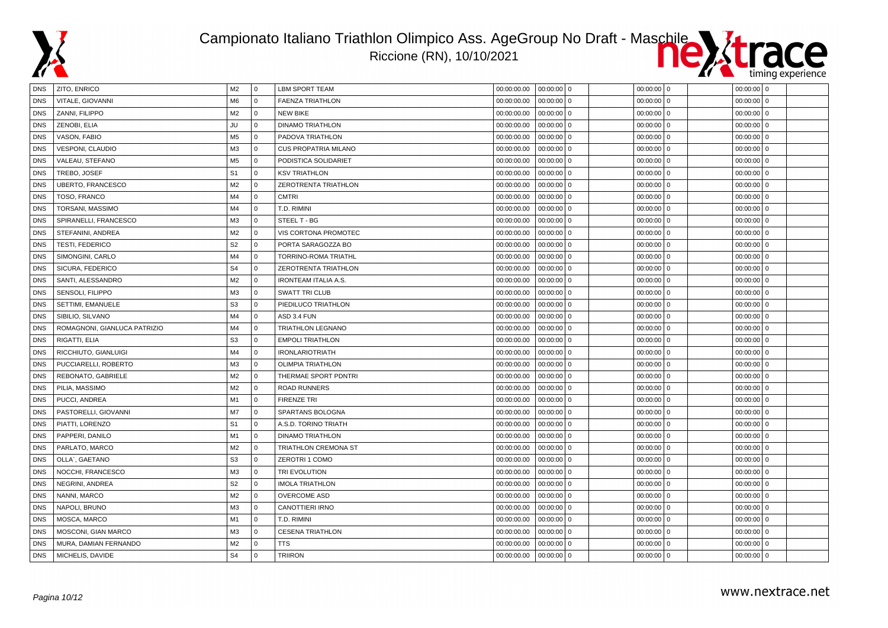# Campionato Italiano Triathlon Olimpico Ass. AgeGroup No Draft - Maschile

Riccione (RN), 10/10/2021

| | | | | | | | | | | | | | |
|---|---|---|---|---|---|---|---|---|---|---|---|---|---|
| DNS | ZITO, ENRICO | M2 | 0 | LBM SPORT TEAM | 00:00:00.00 | 00:00:00 | 0 | | 00:00:00 | 0 | | 00:00:00 | 0 |
| DNS | VITALE, GIOVANNI | M6 | 0 | FAENZA TRIATHLON | 00:00:00.00 | 00:00:00 | 0 | | 00:00:00 | 0 | | 00:00:00 | 0 |
| DNS | ZANNI, FILIPPO | M2 | 0 | NEW BIKE | 00:00:00.00 | 00:00:00 | 0 | | 00:00:00 | 0 | | 00:00:00 | 0 |
| DNS | ZENOBI, ELIA | JU | 0 | DINAMO TRIATHLON | 00:00:00.00 | 00:00:00 | 0 | | 00:00:00 | 0 | | 00:00:00 | 0 |
| DNS | VASON, FABIO | M5 | 0 | PADOVA TRIATHLON | 00:00:00.00 | 00:00:00 | 0 | | 00:00:00 | 0 | | 00:00:00 | 0 |
| DNS | VESPONI, CLAUDIO | M3 | 0 | CUS PROPATRIA MILANO | 00:00:00.00 | 00:00:00 | 0 | | 00:00:00 | 0 | | 00:00:00 | 0 |
| DNS | VALEAU, STEFANO | M5 | 0 | PODISTICA SOLIDARIET | 00:00:00.00 | 00:00:00 | 0 | | 00:00:00 | 0 | | 00:00:00 | 0 |
| DNS | TREBO, JOSEF | S1 | 0 | KSV TRIATHLON | 00:00:00.00 | 00:00:00 | 0 | | 00:00:00 | 0 | | 00:00:00 | 0 |
| DNS | UBERTO, FRANCESCO | M2 | 0 | ZEROTRENTA TRIATHLON | 00:00:00.00 | 00:00:00 | 0 | | 00:00:00 | 0 | | 00:00:00 | 0 |
| DNS | TOSO, FRANCO | M4 | 0 | CMTRI | 00:00:00.00 | 00:00:00 | 0 | | 00:00:00 | 0 | | 00:00:00 | 0 |
| DNS | TORSANI, MASSIMO | M4 | 0 | T.D. RIMINI | 00:00:00.00 | 00:00:00 | 0 | | 00:00:00 | 0 | | 00:00:00 | 0 |
| DNS | SPIRANELLI, FRANCESCO | M3 | 0 | STEEL T - BG | 00:00:00.00 | 00:00:00 | 0 | | 00:00:00 | 0 | | 00:00:00 | 0 |
| DNS | STEFANINI, ANDREA | M2 | 0 | VIS CORTONA PROMOTEC | 00:00:00.00 | 00:00:00 | 0 | | 00:00:00 | 0 | | 00:00:00 | 0 |
| DNS | TESTI, FEDERICO | S2 | 0 | PORTA SARAGOZZA BO | 00:00:00.00 | 00:00:00 | 0 | | 00:00:00 | 0 | | 00:00:00 | 0 |
| DNS | SIMONGINI, CARLO | M4 | 0 | TORRINO-ROMA TRIATHL | 00:00:00.00 | 00:00:00 | 0 | | 00:00:00 | 0 | | 00:00:00 | 0 |
| DNS | SICURA, FEDERICO | S4 | 0 | ZEROTRENTA TRIATHLON | 00:00:00.00 | 00:00:00 | 0 | | 00:00:00 | 0 | | 00:00:00 | 0 |
| DNS | SANTI, ALESSANDRO | M2 | 0 | IRONTEAM ITALIA A.S. | 00:00:00.00 | 00:00:00 | 0 | | 00:00:00 | 0 | | 00:00:00 | 0 |
| DNS | SENSOLI, FILIPPO | M3 | 0 | SWATT TRI CLUB | 00:00:00.00 | 00:00:00 | 0 | | 00:00:00 | 0 | | 00:00:00 | 0 |
| DNS | SETTIMI, EMANUELE | S3 | 0 | PIEDILUCO TRIATHLON | 00:00:00.00 | 00:00:00 | 0 | | 00:00:00 | 0 | | 00:00:00 | 0 |
| DNS | SIBILIO, SILVANO | M4 | 0 | ASD 3.4 FUN | 00:00:00.00 | 00:00:00 | 0 | | 00:00:00 | 0 | | 00:00:00 | 0 |
| DNS | ROMAGNONI, GIANLUCA PATRIZIO | M4 | 0 | TRIATHLON LEGNANO | 00:00:00.00 | 00:00:00 | 0 | | 00:00:00 | 0 | | 00:00:00 | 0 |
| DNS | RIGATTI, ELIA | S3 | 0 | EMPOLI TRIATHLON | 00:00:00.00 | 00:00:00 | 0 | | 00:00:00 | 0 | | 00:00:00 | 0 |
| DNS | RICCHIUTO, GIANLUIGI | M4 | 0 | IRONLARIOTRIATH | 00:00:00.00 | 00:00:00 | 0 | | 00:00:00 | 0 | | 00:00:00 | 0 |
| DNS | PUCCIARELLI, ROBERTO | M3 | 0 | OLIMPIA TRIATHLON | 00:00:00.00 | 00:00:00 | 0 | | 00:00:00 | 0 | | 00:00:00 | 0 |
| DNS | REBONATO, GABRIELE | M2 | 0 | THERMAE SPORT PDNTRI | 00:00:00.00 | 00:00:00 | 0 | | 00:00:00 | 0 | | 00:00:00 | 0 |
| DNS | PILIA, MASSIMO | M2 | 0 | ROAD RUNNERS | 00:00:00.00 | 00:00:00 | 0 | | 00:00:00 | 0 | | 00:00:00 | 0 |
| DNS | PUCCI, ANDREA | M1 | 0 | FIRENZE TRI | 00:00:00.00 | 00:00:00 | 0 | | 00:00:00 | 0 | | 00:00:00 | 0 |
| DNS | PASTORELLI, GIOVANNI | M7 | 0 | SPARTANS BOLOGNA | 00:00:00.00 | 00:00:00 | 0 | | 00:00:00 | 0 | | 00:00:00 | 0 |
| DNS | PIATTI, LORENZO | S1 | 0 | A.S.D. TORINO TRIATH | 00:00:00.00 | 00:00:00 | 0 | | 00:00:00 | 0 | | 00:00:00 | 0 |
| DNS | PAPPERI, DANILO | M1 | 0 | DINAMO TRIATHLON | 00:00:00.00 | 00:00:00 | 0 | | 00:00:00 | 0 | | 00:00:00 | 0 |
| DNS | PARLATO, MARCO | M2 | 0 | TRIATHLON CREMONA ST | 00:00:00.00 | 00:00:00 | 0 | | 00:00:00 | 0 | | 00:00:00 | 0 |
| DNS | OLLA´, GAETANO | S3 | 0 | ZEROTRI 1 COMO | 00:00:00.00 | 00:00:00 | 0 | | 00:00:00 | 0 | | 00:00:00 | 0 |
| DNS | NOCCHI, FRANCESCO | M3 | 0 | TRI EVOLUTION | 00:00:00.00 | 00:00:00 | 0 | | 00:00:00 | 0 | | 00:00:00 | 0 |
| DNS | NEGRINI, ANDREA | S2 | 0 | IMOLA TRIATHLON | 00:00:00.00 | 00:00:00 | 0 | | 00:00:00 | 0 | | 00:00:00 | 0 |
| DNS | NANNI, MARCO | M2 | 0 | OVERCOME ASD | 00:00:00.00 | 00:00:00 | 0 | | 00:00:00 | 0 | | 00:00:00 | 0 |
| DNS | NAPOLI, BRUNO | M3 | 0 | CANOTTIERI IRNO | 00:00:00.00 | 00:00:00 | 0 | | 00:00:00 | 0 | | 00:00:00 | 0 |
| DNS | MOSCA, MARCO | M1 | 0 | T.D. RIMINI | 00:00:00.00 | 00:00:00 | 0 | | 00:00:00 | 0 | | 00:00:00 | 0 |
| DNS | MOSCONI, GIAN MARCO | M3 | 0 | CESENA TRIATHLON | 00:00:00.00 | 00:00:00 | 0 | | 00:00:00 | 0 | | 00:00:00 | 0 |
| DNS | MURA, DAMIAN FERNANDO | M2 | 0 | TTS | 00:00:00.00 | 00:00:00 | 0 | | 00:00:00 | 0 | | 00:00:00 | 0 |
| DNS | MICHELIS, DAVIDE | S4 | 0 | TRIIRON | 00:00:00.00 | 00:00:00 | 0 | | 00:00:00 | 0 | | 00:00:00 | 0 |

www.nextrace.net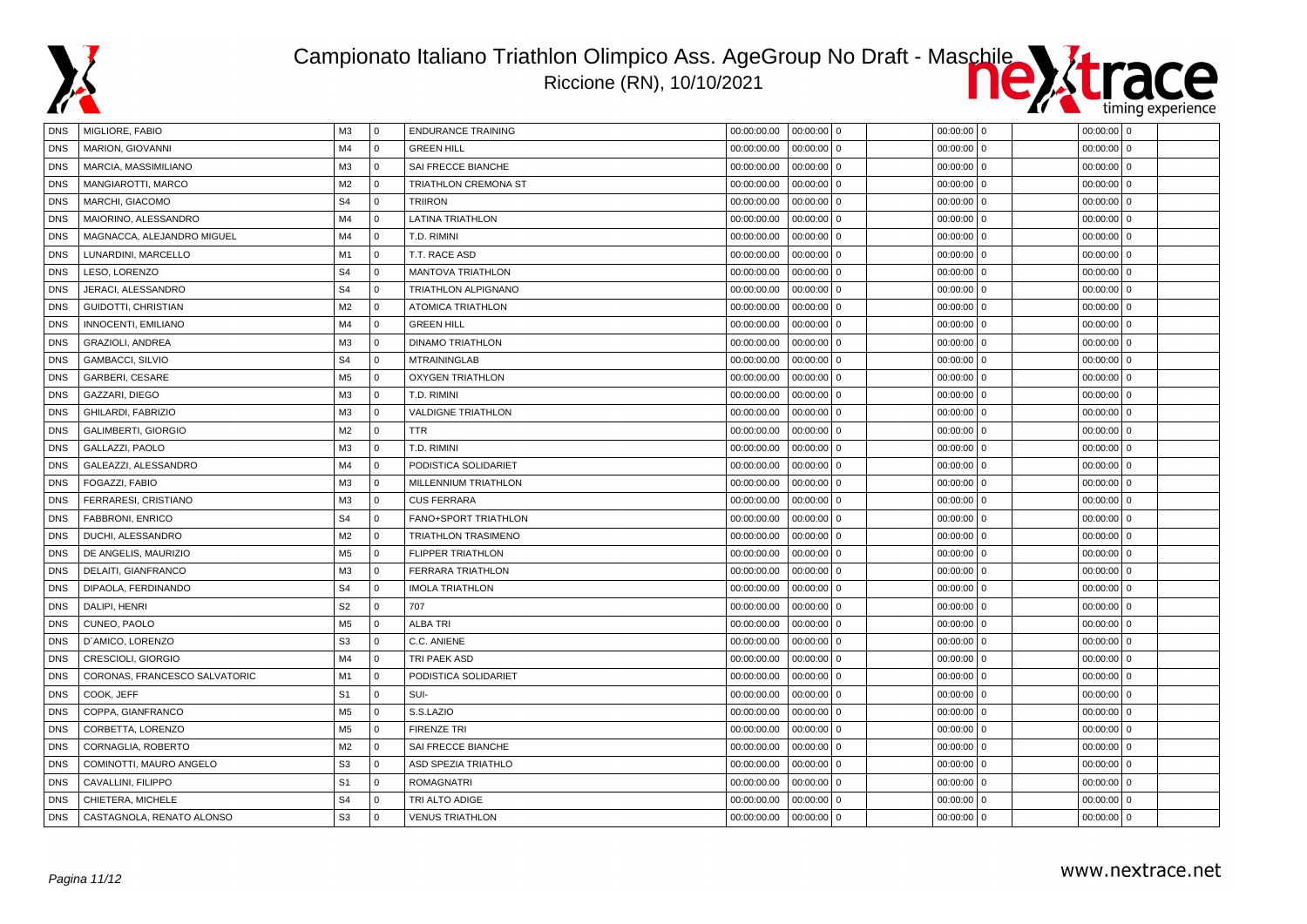# Campionato Italiano Triathlon Olimpico Ass. AgeGroup No Draft - Maschile

Riccione (RN), 10/10/2021

| | | | | | | | | | | | | | |
|---|---|---|---|---|---|---|---|---|---|---|---|---|---|
| DNS | MIGLIORE, FABIO | M3 | 0 | ENDURANCE TRAINING | 00:00:00.00 | 00:00:00 | 0 | | 00:00:00 | 0 | | 00:00:00 | 0 |
| DNS | MARION, GIOVANNI | M4 | 0 | GREEN HILL | 00:00:00.00 | 00:00:00 | 0 | | 00:00:00 | 0 | | 00:00:00 | 0 |
| DNS | MARCIA, MASSIMILIANO | M3 | 0 | SAI FRECCE BIANCHE | 00:00:00.00 | 00:00:00 | 0 | | 00:00:00 | 0 | | 00:00:00 | 0 |
| DNS | MANGIAROTTI, MARCO | M2 | 0 | TRIATHLON CREMONA ST | 00:00:00.00 | 00:00:00 | 0 | | 00:00:00 | 0 | | 00:00:00 | 0 |
| DNS | MARCHI, GIACOMO | S4 | 0 | TRIIRON | 00:00:00.00 | 00:00:00 | 0 | | 00:00:00 | 0 | | 00:00:00 | 0 |
| DNS | MAIORINO, ALESSANDRO | M4 | 0 | LATINA TRIATHLON | 00:00:00.00 | 00:00:00 | 0 | | 00:00:00 | 0 | | 00:00:00 | 0 |
| DNS | MAGNACCA, ALEJANDRO MIGUEL | M4 | 0 | T.D. RIMINI | 00:00:00.00 | 00:00:00 | 0 | | 00:00:00 | 0 | | 00:00:00 | 0 |
| DNS | LUNARDINI, MARCELLO | M1 | 0 | T.T. RACE ASD | 00:00:00.00 | 00:00:00 | 0 | | 00:00:00 | 0 | | 00:00:00 | 0 |
| DNS | LESO, LORENZO | S4 | 0 | MANTOVA TRIATHLON | 00:00:00.00 | 00:00:00 | 0 | | 00:00:00 | 0 | | 00:00:00 | 0 |
| DNS | JERACI, ALESSANDRO | S4 | 0 | TRIATHLON ALPIGNANO | 00:00:00.00 | 00:00:00 | 0 | | 00:00:00 | 0 | | 00:00:00 | 0 |
| DNS | GUIDOTTI, CHRISTIAN | M2 | 0 | ATOMICA TRIATHLON | 00:00:00.00 | 00:00:00 | 0 | | 00:00:00 | 0 | | 00:00:00 | 0 |
| DNS | INNOCENTI, EMILIANO | M4 | 0 | GREEN HILL | 00:00:00.00 | 00:00:00 | 0 | | 00:00:00 | 0 | | 00:00:00 | 0 |
| DNS | GRAZIOLI, ANDREA | M3 | 0 | DINAMO TRIATHLON | 00:00:00.00 | 00:00:00 | 0 | | 00:00:00 | 0 | | 00:00:00 | 0 |
| DNS | GAMBACCI, SILVIO | S4 | 0 | MTRAININGLAB | 00:00:00.00 | 00:00:00 | 0 | | 00:00:00 | 0 | | 00:00:00 | 0 |
| DNS | GARBERI, CESARE | M5 | 0 | OXYGEN TRIATHLON | 00:00:00.00 | 00:00:00 | 0 | | 00:00:00 | 0 | | 00:00:00 | 0 |
| DNS | GAZZARI, DIEGO | M3 | 0 | T.D. RIMINI | 00:00:00.00 | 00:00:00 | 0 | | 00:00:00 | 0 | | 00:00:00 | 0 |
| DNS | GHILARDI, FABRIZIO | M3 | 0 | VALDIGNE TRIATHLON | 00:00:00.00 | 00:00:00 | 0 | | 00:00:00 | 0 | | 00:00:00 | 0 |
| DNS | GALIMBERTI, GIORGIO | M2 | 0 | TTR | 00:00:00.00 | 00:00:00 | 0 | | 00:00:00 | 0 | | 00:00:00 | 0 |
| DNS | GALLAZZI, PAOLO | M3 | 0 | T.D. RIMINI | 00:00:00.00 | 00:00:00 | 0 | | 00:00:00 | 0 | | 00:00:00 | 0 |
| DNS | GALEAZZI, ALESSANDRO | M4 | 0 | PODISTICA SOLIDARIET | 00:00:00.00 | 00:00:00 | 0 | | 00:00:00 | 0 | | 00:00:00 | 0 |
| DNS | FOGAZZI, FABIO | M3 | 0 | MILLENNIUM TRIATHLON | 00:00:00.00 | 00:00:00 | 0 | | 00:00:00 | 0 | | 00:00:00 | 0 |
| DNS | FERRARESI, CRISTIANO | M3 | 0 | CUS FERRARA | 00:00:00.00 | 00:00:00 | 0 | | 00:00:00 | 0 | | 00:00:00 | 0 |
| DNS | FABBRONI, ENRICO | S4 | 0 | FANO+SPORT TRIATHLON | 00:00:00.00 | 00:00:00 | 0 | | 00:00:00 | 0 | | 00:00:00 | 0 |
| DNS | DUCHI, ALESSANDRO | M2 | 0 | TRIATHLON TRASIMENO | 00:00:00.00 | 00:00:00 | 0 | | 00:00:00 | 0 | | 00:00:00 | 0 |
| DNS | DE ANGELIS, MAURIZIO | M5 | 0 | FLIPPER TRIATHLON | 00:00:00.00 | 00:00:00 | 0 | | 00:00:00 | 0 | | 00:00:00 | 0 |
| DNS | DELAITI, GIANFRANCO | M3 | 0 | FERRARA TRIATHLON | 00:00:00.00 | 00:00:00 | 0 | | 00:00:00 | 0 | | 00:00:00 | 0 |
| DNS | DIPAOLA, FERDINANDO | S4 | 0 | IMOLA TRIATHLON | 00:00:00.00 | 00:00:00 | 0 | | 00:00:00 | 0 | | 00:00:00 | 0 |
| DNS | DALIPI, HENRI | S2 | 0 | 707 | 00:00:00.00 | 00:00:00 | 0 | | 00:00:00 | 0 | | 00:00:00 | 0 |
| DNS | CUNEO, PAOLO | M5 | 0 | ALBA TRI | 00:00:00.00 | 00:00:00 | 0 | | 00:00:00 | 0 | | 00:00:00 | 0 |
| DNS | D´AMICO, LORENZO | S3 | 0 | C.C. ANIENE | 00:00:00.00 | 00:00:00 | 0 | | 00:00:00 | 0 | | 00:00:00 | 0 |
| DNS | CRESCIOLI, GIORGIO | M4 | 0 | TRI PAEK ASD | 00:00:00.00 | 00:00:00 | 0 | | 00:00:00 | 0 | | 00:00:00 | 0 |
| DNS | CORONAS, FRANCESCO SALVATORIC | M1 | 0 | PODISTICA SOLIDARIET | 00:00:00.00 | 00:00:00 | 0 | | 00:00:00 | 0 | | 00:00:00 | 0 |
| DNS | COOK, JEFF | S1 | 0 | SUI- | 00:00:00.00 | 00:00:00 | 0 | | 00:00:00 | 0 | | 00:00:00 | 0 |
| DNS | COPPA, GIANFRANCO | M5 | 0 | S.S.LAZIO | 00:00:00.00 | 00:00:00 | 0 | | 00:00:00 | 0 | | 00:00:00 | 0 |
| DNS | CORBETTA, LORENZO | M5 | 0 | FIRENZE TRI | 00:00:00.00 | 00:00:00 | 0 | | 00:00:00 | 0 | | 00:00:00 | 0 |
| DNS | CORNAGLIA, ROBERTO | M2 | 0 | SAI FRECCE BIANCHE | 00:00:00.00 | 00:00:00 | 0 | | 00:00:00 | 0 | | 00:00:00 | 0 |
| DNS | COMINOTTI, MAURO ANGELO | S3 | 0 | ASD SPEZIA TRIATHLO | 00:00:00.00 | 00:00:00 | 0 | | 00:00:00 | 0 | | 00:00:00 | 0 |
| DNS | CAVALLINI, FILIPPO | S1 | 0 | ROMAGNATRI | 00:00:00.00 | 00:00:00 | 0 | | 00:00:00 | 0 | | 00:00:00 | 0 |
| DNS | CHIETERA, MICHELE | S4 | 0 | TRI ALTO ADIGE | 00:00:00.00 | 00:00:00 | 0 | | 00:00:00 | 0 | | 00:00:00 | 0 |
| DNS | CASTAGNOLA, RENATO ALONSO | S3 | 0 | VENUS TRIATHLON | 00:00:00.00 | 00:00:00 | 0 | | 00:00:00 | 0 | | 00:00:00 | 0 |

www.nextrace.net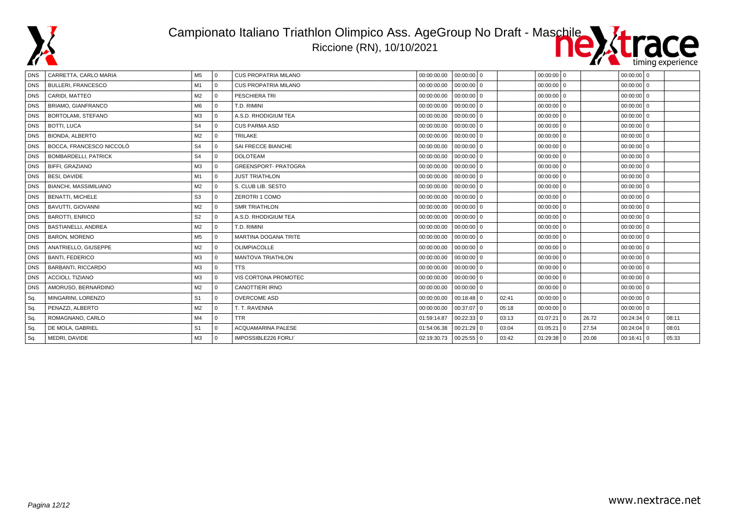# Campionato Italiano Triathlon Olimpico Ass. AgeGroup No Draft - Maschile

Riccione (RN), 10/10/2021

| | | | | | | | | | | | | | | | |
|---|---|---|---|---|---|---|---|---|---|---|---|---|---|---|---|
| DNS | CARRETTA, CARLO MARIA | M5 | 0 | CUS PROPATRIA MILANO | 00:00:00.00 | 00:00:00 | 0 | | 00:00:00 | 0 | | 00:00:00 | 0 | |
| DNS | BULLERI, FRANCESCO | M1 | 0 | CUS PROPATRIA MILANO | 00:00:00.00 | 00:00:00 | 0 | | 00:00:00 | 0 | | 00:00:00 | 0 | |
| DNS | CARIDI, MATTEO | M2 | 0 | PESCHIERA TRI | 00:00:00.00 | 00:00:00 | 0 | | 00:00:00 | 0 | | 00:00:00 | 0 | |
| DNS | BRIAMO, GIANFRANCO | M6 | 0 | T.D. RIMINI | 00:00:00.00 | 00:00:00 | 0 | | 00:00:00 | 0 | | 00:00:00 | 0 | |
| DNS | BORTOLAMI, STEFANO | M3 | 0 | A.S.D. RHODIGIUM TEA | 00:00:00.00 | 00:00:00 | 0 | | 00:00:00 | 0 | | 00:00:00 | 0 | |
| DNS | BOTTI, LUCA | S4 | 0 | CUS PARMA ASD | 00:00:00.00 | 00:00:00 | 0 | | 00:00:00 | 0 | | 00:00:00 | 0 | |
| DNS | BIONDA, ALBERTO | M2 | 0 | TRILAKE | 00:00:00.00 | 00:00:00 | 0 | | 00:00:00 | 0 | | 00:00:00 | 0 | |
| DNS | BOCCA, FRANCESCO NICCOLÒ | S4 | 0 | SAI FRECCE BIANCHE | 00:00:00.00 | 00:00:00 | 0 | | 00:00:00 | 0 | | 00:00:00 | 0 | |
| DNS | BOMBARDELLI, PATRICK | S4 | 0 | DOLOTEAM | 00:00:00.00 | 00:00:00 | 0 | | 00:00:00 | 0 | | 00:00:00 | 0 | |
| DNS | BIFFI, GRAZIANO | M3 | 0 | GREENSPORT- PRATOGRA | 00:00:00.00 | 00:00:00 | 0 | | 00:00:00 | 0 | | 00:00:00 | 0 | |
| DNS | BESI, DAVIDE | M1 | 0 | JUST TRIATHLON | 00:00:00.00 | 00:00:00 | 0 | | 00:00:00 | 0 | | 00:00:00 | 0 | |
| DNS | BIANCHI, MASSIMILIANO | M2 | 0 | S. CLUB LIB. SESTO | 00:00:00.00 | 00:00:00 | 0 | | 00:00:00 | 0 | | 00:00:00 | 0 | |
| DNS | BENATTI, MICHELE | S3 | 0 | ZEROTRI 1 COMO | 00:00:00.00 | 00:00:00 | 0 | | 00:00:00 | 0 | | 00:00:00 | 0 | |
| DNS | BAVUTTI, GIOVANNI | M2 | 0 | SMR TRIATHLON | 00:00:00.00 | 00:00:00 | 0 | | 00:00:00 | 0 | | 00:00:00 | 0 | |
| DNS | BAROTTI, ENRICO | S2 | 0 | A.S.D. RHODIGIUM TEA | 00:00:00.00 | 00:00:00 | 0 | | 00:00:00 | 0 | | 00:00:00 | 0 | |
| DNS | BASTIANELLI, ANDREA | M2 | 0 | T.D. RIMINI | 00:00:00.00 | 00:00:00 | 0 | | 00:00:00 | 0 | | 00:00:00 | 0 | |
| DNS | BARON, MORENO | M5 | 0 | MARTINA DOGANA TRITE | 00:00:00.00 | 00:00:00 | 0 | | 00:00:00 | 0 | | 00:00:00 | 0 | |
| DNS | ANATRIELLO, GIUSEPPE | M2 | 0 | OLIMPIACOLLE | 00:00:00.00 | 00:00:00 | 0 | | 00:00:00 | 0 | | 00:00:00 | 0 | |
| DNS | BANTI, FEDERICO | M3 | 0 | MANTOVA TRIATHLON | 00:00:00.00 | 00:00:00 | 0 | | 00:00:00 | 0 | | 00:00:00 | 0 | |
| DNS | BARBANTI, RICCARDO | M3 | 0 | TTS | 00:00:00.00 | 00:00:00 | 0 | | 00:00:00 | 0 | | 00:00:00 | 0 | |
| DNS | ACCIOLI, TIZIANO | M3 | 0 | VIS CORTONA PROMOTEC | 00:00:00.00 | 00:00:00 | 0 | | 00:00:00 | 0 | | 00:00:00 | 0 | |
| DNS | AMORUSO, BERNARDINO | M2 | 0 | CANOTTIERI IRNO | 00:00:00.00 | 00:00:00 | 0 | | 00:00:00 | 0 | | 00:00:00 | 0 | |
| Sq. | MINGARINI, LORENZO | S1 | 0 | OVERCOME ASD | 00:00:00.00 | 00:18:48 | 0 | 02:41 | 00:00:00 | 0 | | 00:00:00 | 0 | |
| Sq. | PENAZZI, ALBERTO | M2 | 0 | T. T. RAVENNA | 00:00:00.00 | 00:37:07 | 0 | 05:18 | 00:00:00 | 0 | | 00:00:00 | 0 | |
| Sq. | ROMAGNANO, CARLO | M4 | 0 | TTR | 01:59:14.87 | 00:22:33 | 0 | 03:13 | 01:07:21 | 0 | 26.72 | 00:24:34 | 0 | 08:11 |
| Sq. | DE MOLA, GABRIEL | S1 | 0 | ACQUAMARINA PALESE | 01:54:06.38 | 00:21:29 | 0 | 03:04 | 01:05:21 | 0 | 27.54 | 00:24:04 | 0 | 08:01 |
| Sq. | MEDRI, DAVIDE | M3 | 0 | IMPOSSIBLE226 FORLI´ | 02:19:30.73 | 00:25:55 | 0 | 03:42 | 01:29:38 | 0 | 20.08 | 00:16:41 | 0 | 05:33 |

www.nextrace.net